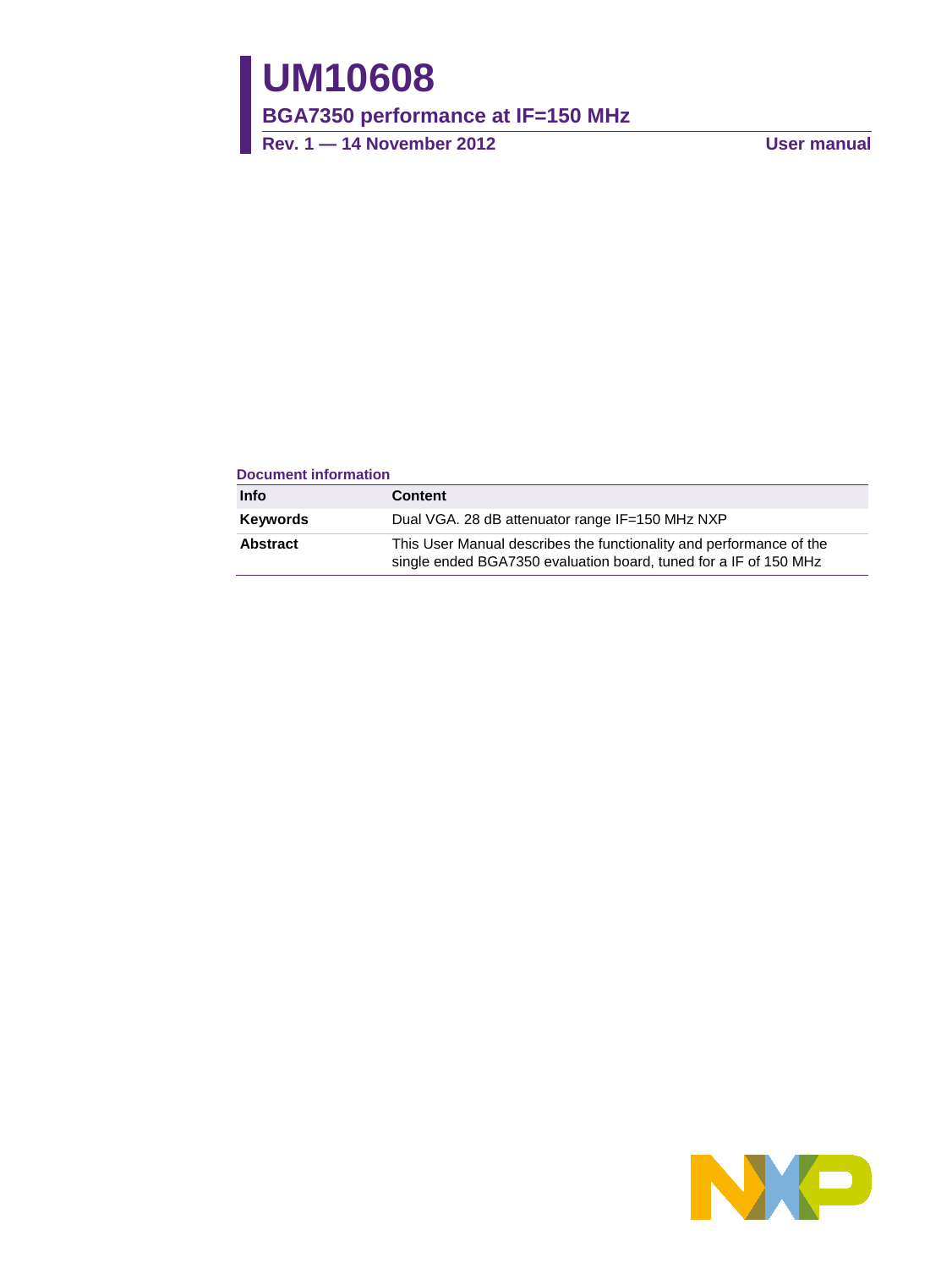# UM10608

## BGA7350 performance at IF=150 MHz

**Rev. 1 — 14 November 2012** **User manual**

**Document information**

| Info | Content |
|---|---|
| **Keywords** | Dual VGA. 28 dB attenuator range IF=150 MHz NXP |
| **Abstract** | This User Manual describes the functionality and performance of the single ended BGA7350 evaluation board, tuned for a IF of 150 MHz |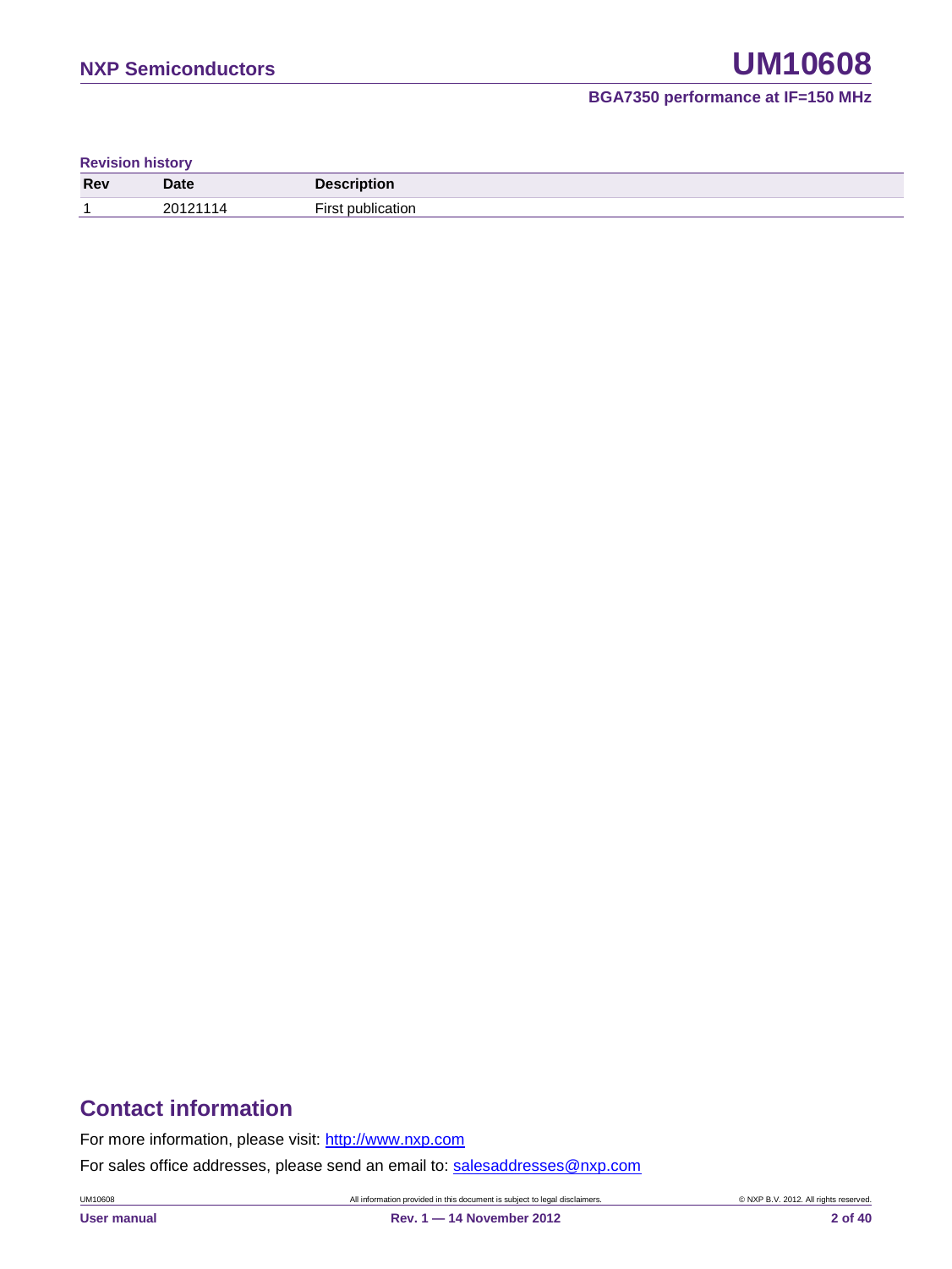**Revision history**

| Rev | Date | Description |
| --- | --- | --- |
| 1 | 20121114 | First publication |

## Contact information

For more information, please visit: http://www.nxp.com

For sales office addresses, please send an email to: salesaddresses@nxp.com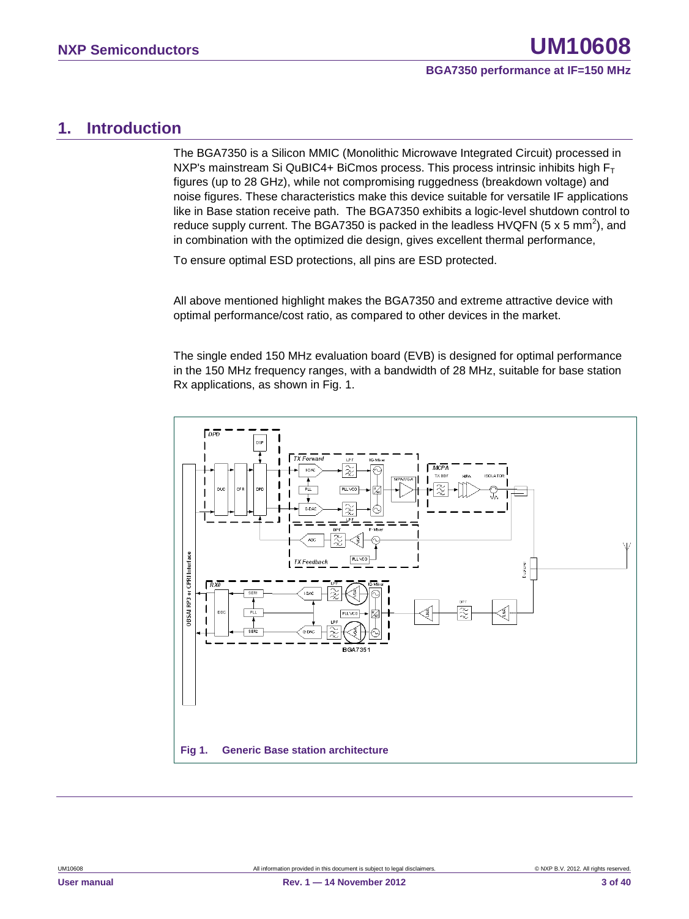# 1. Introduction

The BGA7350 is a Silicon MMIC (Monolithic Microwave Integrated Circuit) processed in NXP's mainstream Si QuBIC4+ BiCmos process. This process intrinsic inhibits high $F_T$ figures (up to 28 GHz), while not compromising ruggedness (breakdown voltage) and noise figures. These characteristics make this device suitable for versatile IF applications like in Base station receive path. The BGA7350 exhibits a logic-level shutdown control to reduce supply current. The BGA7350 is packed in the leadless HVQFN (5 x 5 $mm^2$), and in combination with the optimized die design, gives excellent thermal performance,

To ensure optimal ESD protections, all pins are ESD protected.

All above mentioned highlight makes the BGA7350 and extreme attractive device with optimal performance/cost ratio, as compared to other devices in the market.

The single ended 150 MHz evaluation board (EVB) is designed for optimal performance in the 150 MHz frequency ranges, with a bandwidth of 28 MHz, suitable for base station Rx applications, as shown in Fig. 1.

**Fig 1. Generic Base station architecture**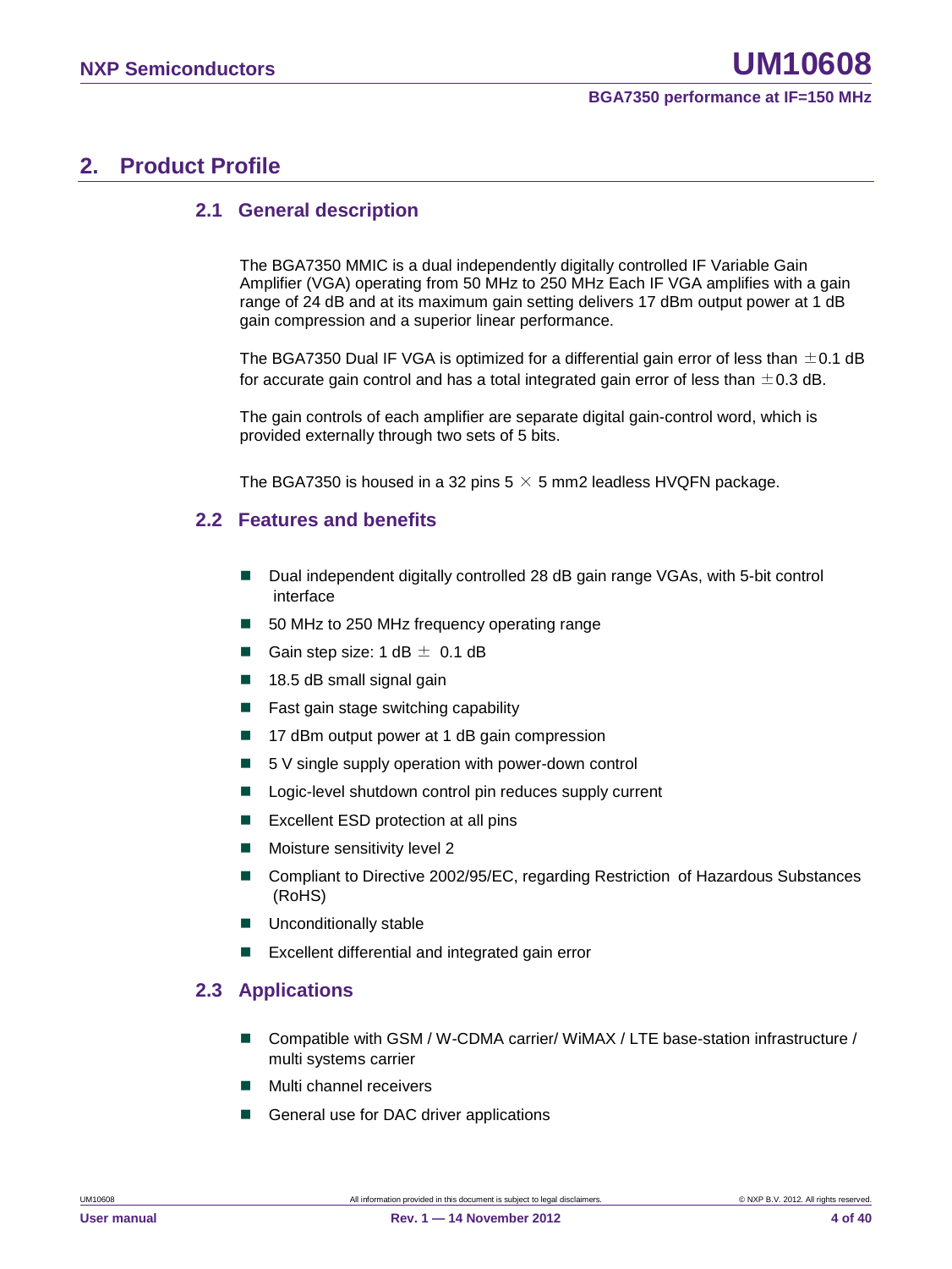## 2. Product Profile

### 2.1 General description

The BGA7350 MMIC is a dual independently digitally controlled IF Variable Gain Amplifier (VGA) operating from 50 MHz to 250 MHz Each IF VGA amplifies with a gain range of 24 dB and at its maximum gain setting delivers 17 dBm output power at 1 dB gain compression and a superior linear performance.

The BGA7350 Dual IF VGA is optimized for a differential gain error of less than ±0.1 dB for accurate gain control and has a total integrated gain error of less than ±0.3 dB.

The gain controls of each amplifier are separate digital gain-control word, which is provided externally through two sets of 5 bits.

The BGA7350 is housed in a 32 pins 5 × 5 mm2 leadless HVQFN package.

### 2.2 Features and benefits

- Dual independent digitally controlled 28 dB gain range VGAs, with 5-bit control interface
- 50 MHz to 250 MHz frequency operating range
- Gain step size: 1 dB ± 0.1 dB
- 18.5 dB small signal gain
- Fast gain stage switching capability
- 17 dBm output power at 1 dB gain compression
- 5 V single supply operation with power-down control
- Logic-level shutdown control pin reduces supply current
- Excellent ESD protection at all pins
- Moisture sensitivity level 2
- Compliant to Directive 2002/95/EC, regarding Restriction of Hazardous Substances (RoHS)
- Unconditionally stable
- Excellent differential and integrated gain error

### 2.3 Applications

- Compatible with GSM / W-CDMA carrier/ WiMAX / LTE base-station infrastructure / multi systems carrier
- Multi channel receivers
- General use for DAC driver applications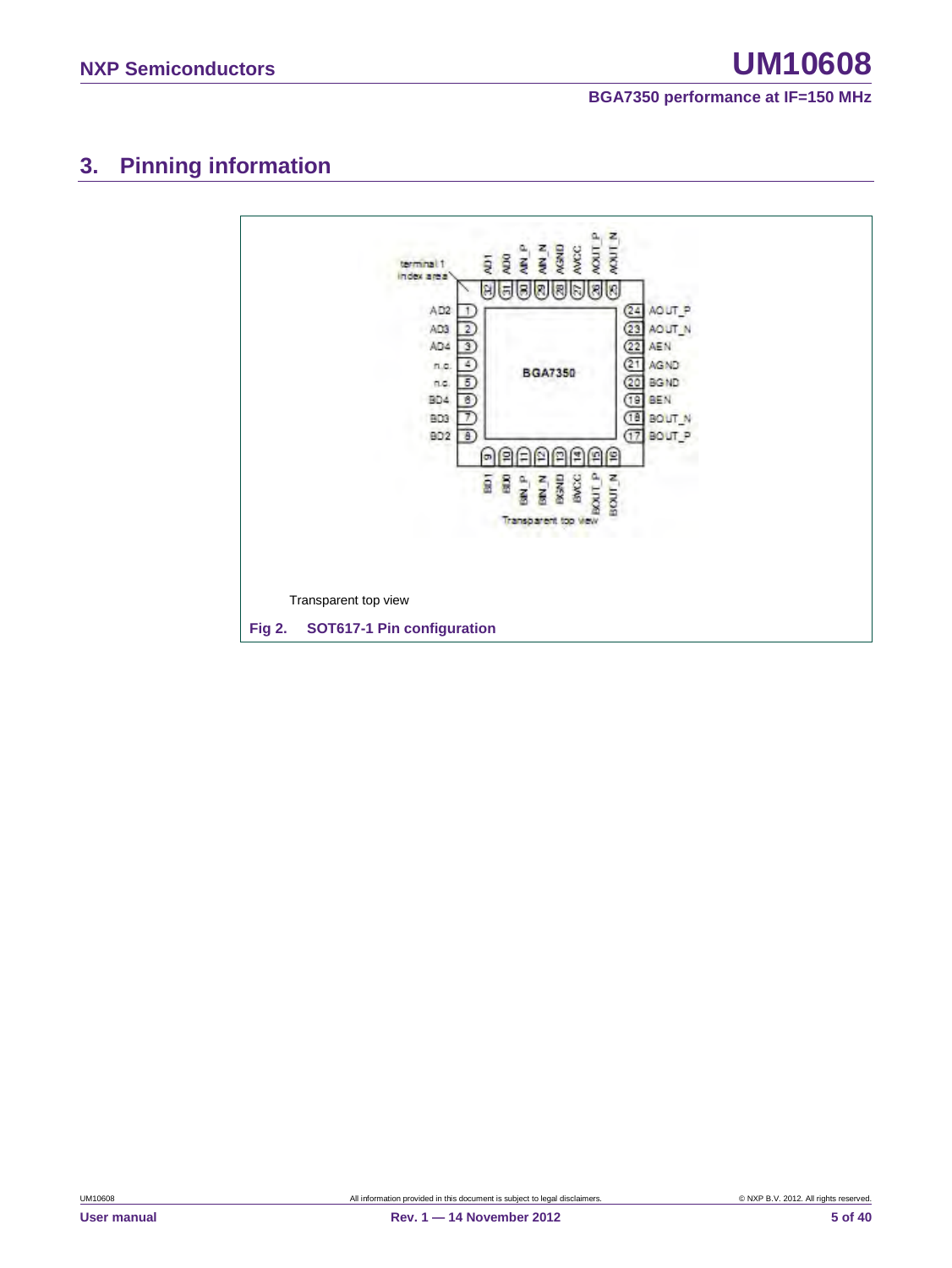## 3. Pinning information

Transparent top view

**Fig 2. SOT617-1 Pin configuration**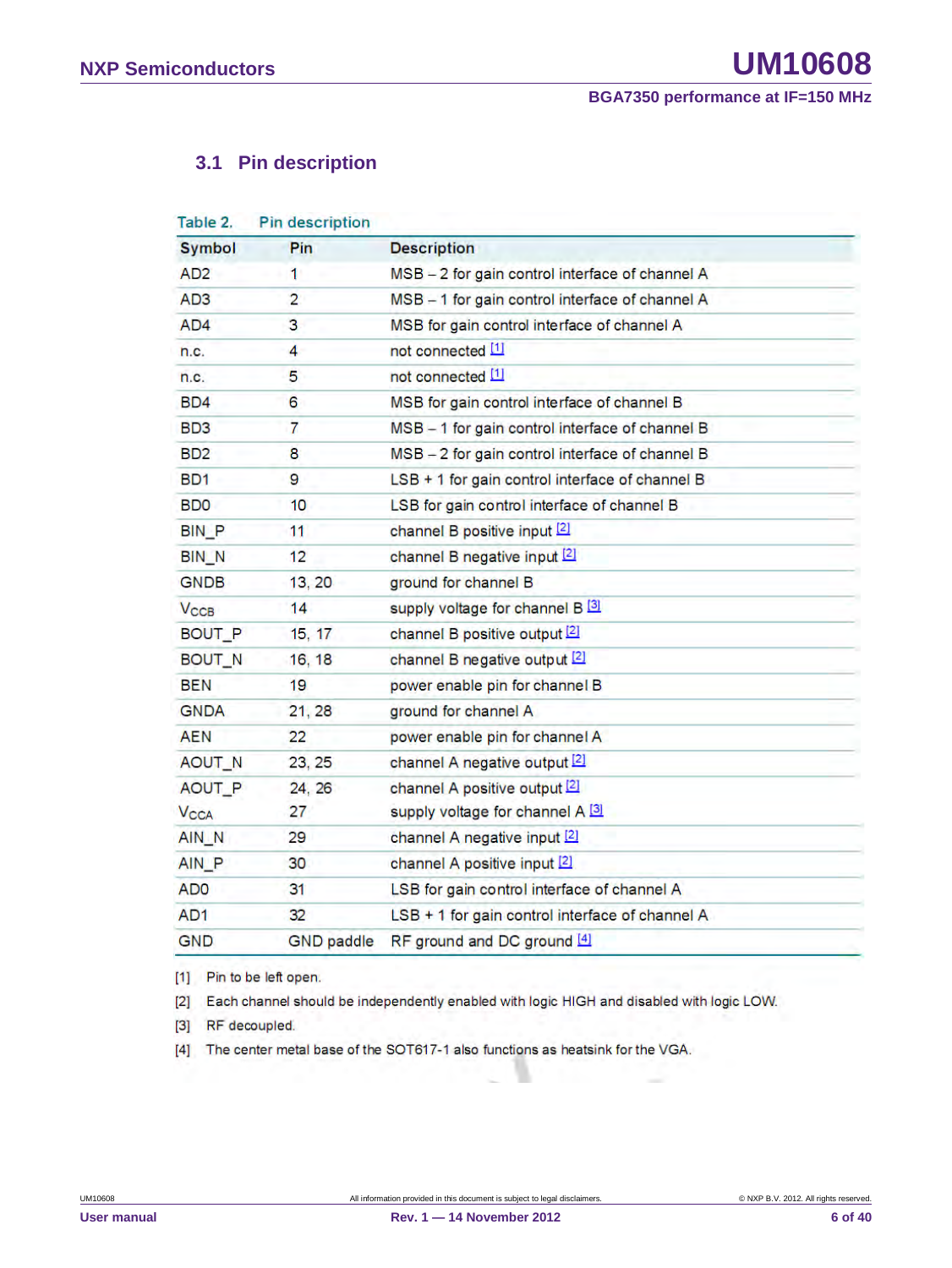### 3.1 Pin description

Table 2. Pin description

| Symbol | Pin | Description |
|---|---|---|
| AD2 | 1 | MSB – 2 for gain control interface of channel A |
| AD3 | 2 | MSB – 1 for gain control interface of channel A |
| AD4 | 3 | MSB for gain control interface of channel A |
| n.c. | 4 | not connected [1] |
| n.c. | 5 | not connected [1] |
| BD4 | 6 | MSB for gain control interface of channel B |
| BD3 | 7 | MSB – 1 for gain control interface of channel B |
| BD2 | 8 | MSB – 2 for gain control interface of channel B |
| BD1 | 9 | LSB + 1 for gain control interface of channel B |
| BD0 | 10 | LSB for gain control interface of channel B |
| BIN_P | 11 | channel B positive input [2] |
| BIN_N | 12 | channel B negative input [2] |
| GNDB | 13, 20 | ground for channel B |
| $V_{CCB}$ | 14 | supply voltage for channel B [3] |
| BOUT_P | 15, 17 | channel B positive output [2] |
| BOUT_N | 16, 18 | channel B negative output [2] |
| BEN | 19 | power enable pin for channel B |
| GNDA | 21, 28 | ground for channel A |
| AEN | 22 | power enable pin for channel A |
| AOUT_N | 23, 25 | channel A negative output [2] |
| AOUT_P | 24, 26 | channel A positive output [2] |
| $V_{CCA}$ | 27 | supply voltage for channel A [3] |
| AIN_N | 29 | channel A negative input [2] |
| AIN_P | 30 | channel A positive input [2] |
| AD0 | 31 | LSB for gain control interface of channel A |
| AD1 | 32 | LSB + 1 for gain control interface of channel A |
| GND | GND paddle | RF ground and DC ground [4] |

[1] Pin to be left open.

[2] Each channel should be independently enabled with logic HIGH and disabled with logic LOW.

[3] RF decoupled.

[4] The center metal base of the SOT617-1 also functions as heatsink for the VGA.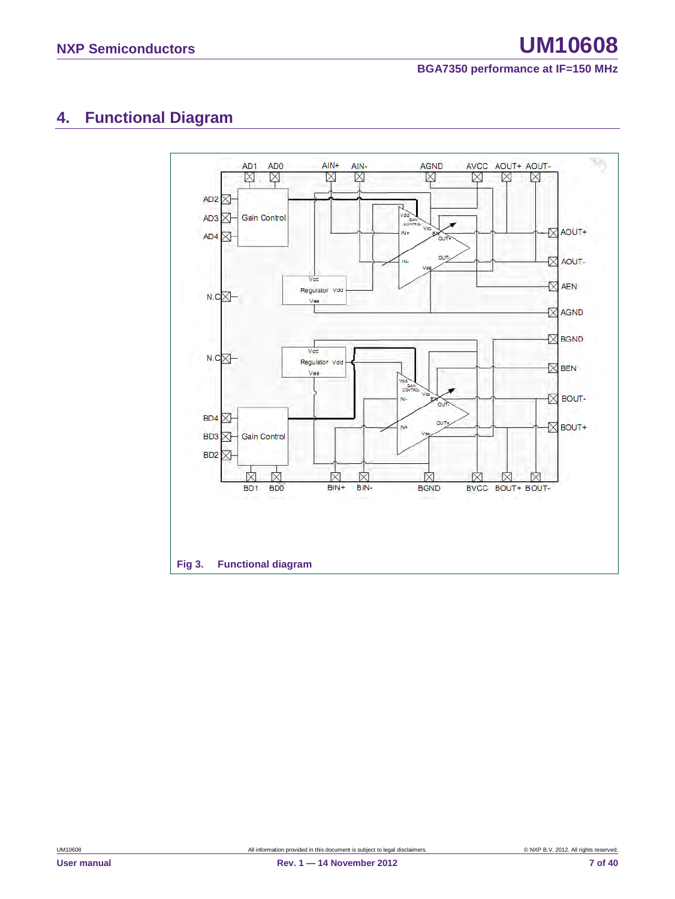## 4. Functional Diagram

Fig 3. Functional diagram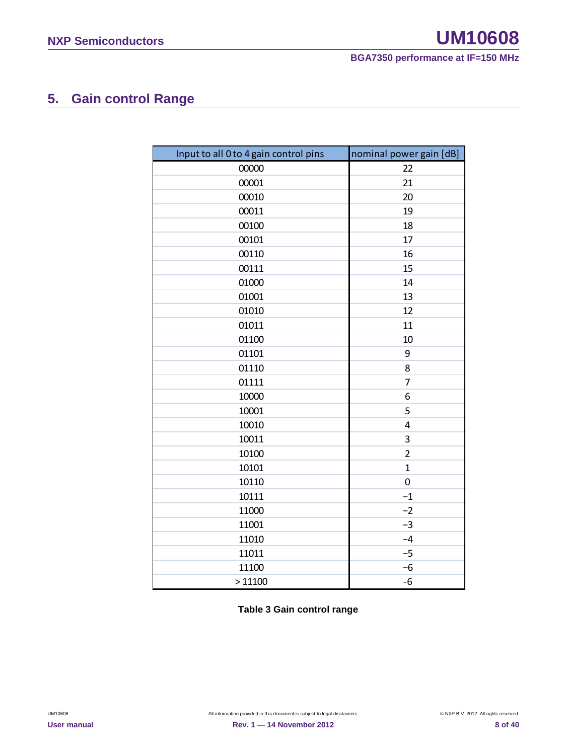## 5. Gain control Range

| Input to all 0 to 4 gain control pins | nominal power gain [dB] |
|---|---|
| 00000 | 22 |
| 00001 | 21 |
| 00010 | 20 |
| 00011 | 19 |
| 00100 | 18 |
| 00101 | 17 |
| 00110 | 16 |
| 00111 | 15 |
| 01000 | 14 |
| 01001 | 13 |
| 01010 | 12 |
| 01011 | 11 |
| 01100 | 10 |
| 01101 | 9 |
| 01110 | 8 |
| 01111 | 7 |
| 10000 | 6 |
| 10001 | 5 |
| 10010 | 4 |
| 10011 | 3 |
| 10100 | 2 |
| 10101 | 1 |
| 10110 | 0 |
| 10111 | −1 |
| 11000 | −2 |
| 11001 | −3 |
| 11010 | −4 |
| 11011 | −5 |
| 11100 | −6 |
| > 11100 | -6 |

**Table 3 Gain control range**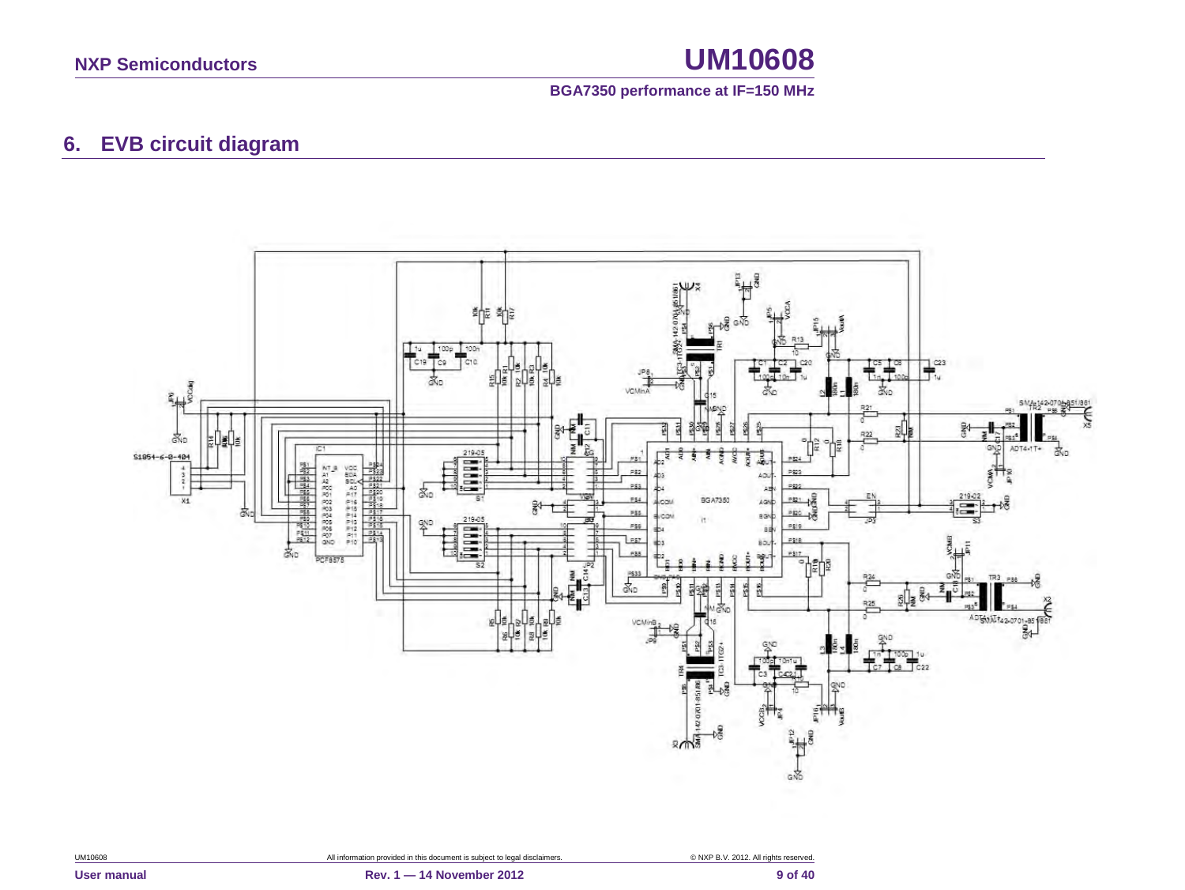## 6. EVB circuit diagram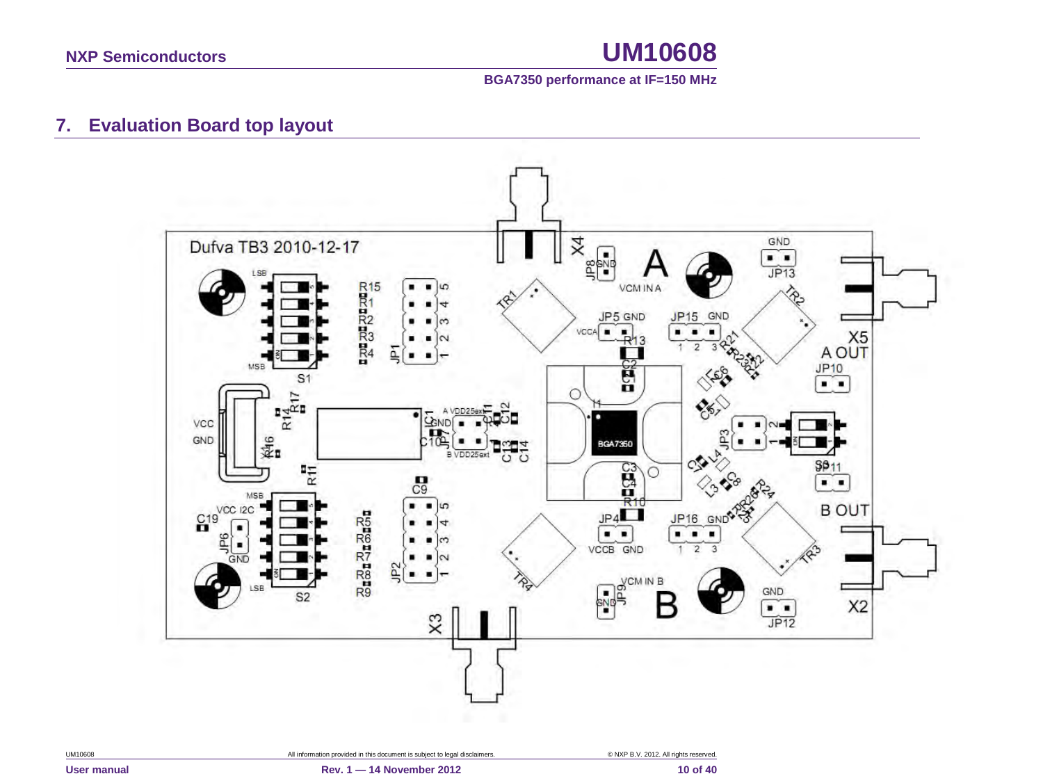## 7. Evaluation Board top layout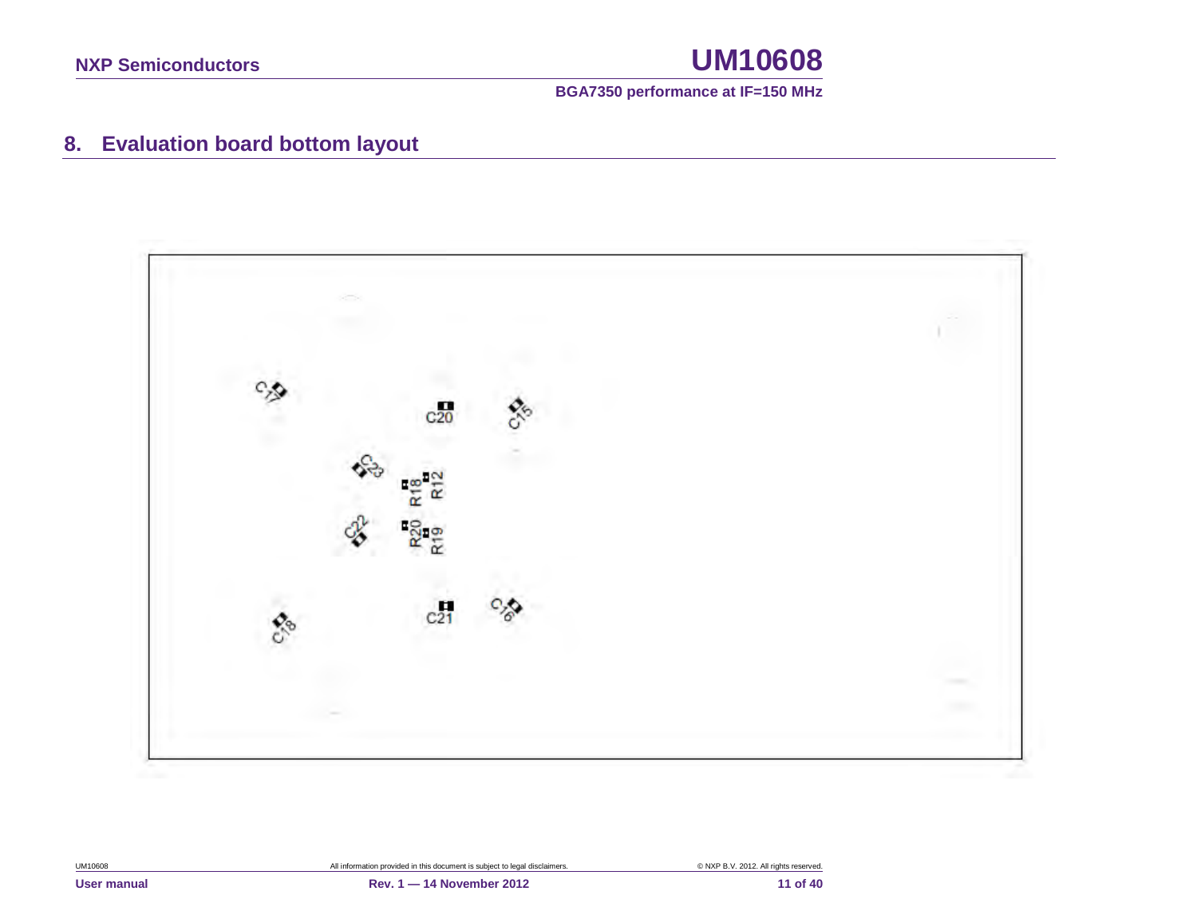## 8. Evaluation board bottom layout

C17 C20 C15 C23 R18 R12 C22 R20 R19 C18 C21 C16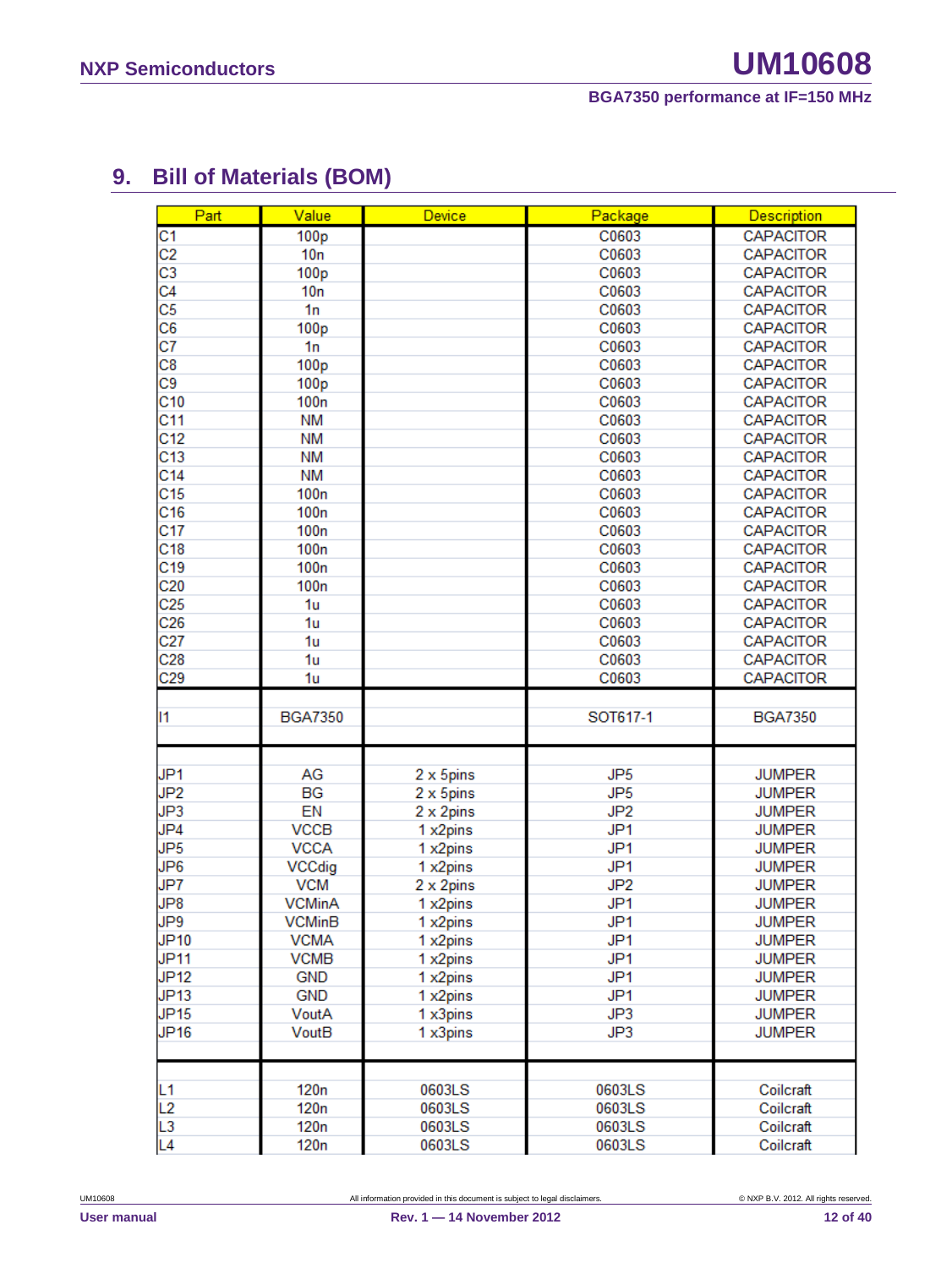## 9. Bill of Materials (BOM)

| Part | Value | Device | Package | Description |
|---|---|---|---|---|
| C1 | 100p | | C0603 | CAPACITOR |
| C2 | 10n | | C0603 | CAPACITOR |
| C3 | 100p | | C0603 | CAPACITOR |
| C4 | 10n | | C0603 | CAPACITOR |
| C5 | 1n | | C0603 | CAPACITOR |
| C6 | 100p | | C0603 | CAPACITOR |
| C7 | 1n | | C0603 | CAPACITOR |
| C8 | 100p | | C0603 | CAPACITOR |
| C9 | 100p | | C0603 | CAPACITOR |
| C10 | 100n | | C0603 | CAPACITOR |
| C11 | NM | | C0603 | CAPACITOR |
| C12 | NM | | C0603 | CAPACITOR |
| C13 | NM | | C0603 | CAPACITOR |
| C14 | NM | | C0603 | CAPACITOR |
| C15 | 100n | | C0603 | CAPACITOR |
| C16 | 100n | | C0603 | CAPACITOR |
| C17 | 100n | | C0603 | CAPACITOR |
| C18 | 100n | | C0603 | CAPACITOR |
| C19 | 100n | | C0603 | CAPACITOR |
| C20 | 100n | | C0603 | CAPACITOR |
| C25 | 1u | | C0603 | CAPACITOR |
| C26 | 1u | | C0603 | CAPACITOR |
| C27 | 1u | | C0603 | CAPACITOR |
| C28 | 1u | | C0603 | CAPACITOR |
| C29 | 1u | | C0603 | CAPACITOR |
| | | | | |
| I1 | BGA7350 | | SOT617-1 | BGA7350 |
| | | | | |
| JP1 | AG | 2 x 5pins | JP5 | JUMPER |
| JP2 | BG | 2 x 5pins | JP5 | JUMPER |
| JP3 | EN | 2 x 2pins | JP2 | JUMPER |
| JP4 | VCCB | 1 x2pins | JP1 | JUMPER |
| JP5 | VCCA | 1 x2pins | JP1 | JUMPER |
| JP6 | VCCdig | 1 x2pins | JP1 | JUMPER |
| JP7 | VCM | 2 x 2pins | JP2 | JUMPER |
| JP8 | VCMinA | 1 x2pins | JP1 | JUMPER |
| JP9 | VCMinB | 1 x2pins | JP1 | JUMPER |
| JP10 | VCMA | 1 x2pins | JP1 | JUMPER |
| JP11 | VCMB | 1 x2pins | JP1 | JUMPER |
| JP12 | GND | 1 x2pins | JP1 | JUMPER |
| JP13 | GND | 1 x2pins | JP1 | JUMPER |
| JP15 | VoutA | 1 x3pins | JP3 | JUMPER |
| JP16 | VoutB | 1 x3pins | JP3 | JUMPER |
| | | | | |
| L1 | 120n | 0603LS | 0603LS | Coilcraft |
| L2 | 120n | 0603LS | 0603LS | Coilcraft |
| L3 | 120n | 0603LS | 0603LS | Coilcraft |
| L4 | 120n | 0603LS | 0603LS | Coilcraft |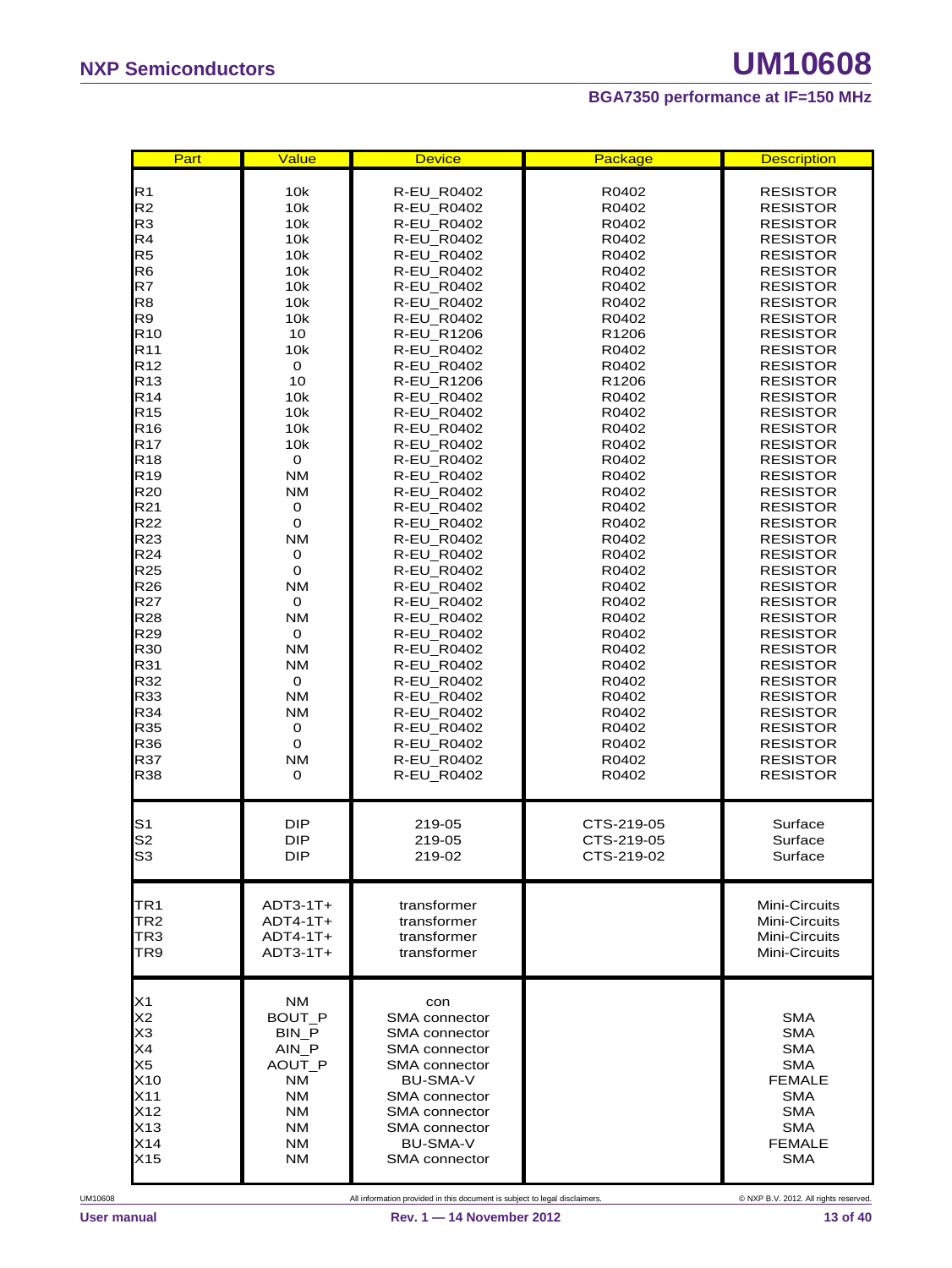| Part | Value | Device | Package | Description |
|---|---|---|---|---|
| R1 | 10k | R-EU_R0402 | R0402 | RESISTOR |
| R2 | 10k | R-EU_R0402 | R0402 | RESISTOR |
| R3 | 10k | R-EU_R0402 | R0402 | RESISTOR |
| R4 | 10k | R-EU_R0402 | R0402 | RESISTOR |
| R5 | 10k | R-EU_R0402 | R0402 | RESISTOR |
| R6 | 10k | R-EU_R0402 | R0402 | RESISTOR |
| R7 | 10k | R-EU_R0402 | R0402 | RESISTOR |
| R8 | 10k | R-EU_R0402 | R0402 | RESISTOR |
| R9 | 10k | R-EU_R0402 | R0402 | RESISTOR |
| R10 | 10 | R-EU_R1206 | R1206 | RESISTOR |
| R11 | 10k | R-EU_R0402 | R0402 | RESISTOR |
| R12 | 0 | R-EU_R0402 | R0402 | RESISTOR |
| R13 | 10 | R-EU_R1206 | R1206 | RESISTOR |
| R14 | 10k | R-EU_R0402 | R0402 | RESISTOR |
| R15 | 10k | R-EU_R0402 | R0402 | RESISTOR |
| R16 | 10k | R-EU_R0402 | R0402 | RESISTOR |
| R17 | 10k | R-EU_R0402 | R0402 | RESISTOR |
| R18 | 0 | R-EU_R0402 | R0402 | RESISTOR |
| R19 | NM | R-EU_R0402 | R0402 | RESISTOR |
| R20 | NM | R-EU_R0402 | R0402 | RESISTOR |
| R21 | 0 | R-EU_R0402 | R0402 | RESISTOR |
| R22 | 0 | R-EU_R0402 | R0402 | RESISTOR |
| R23 | NM | R-EU_R0402 | R0402 | RESISTOR |
| R24 | 0 | R-EU_R0402 | R0402 | RESISTOR |
| R25 | 0 | R-EU_R0402 | R0402 | RESISTOR |
| R26 | NM | R-EU_R0402 | R0402 | RESISTOR |
| R27 | 0 | R-EU_R0402 | R0402 | RESISTOR |
| R28 | NM | R-EU_R0402 | R0402 | RESISTOR |
| R29 | 0 | R-EU_R0402 | R0402 | RESISTOR |
| R30 | NM | R-EU_R0402 | R0402 | RESISTOR |
| R31 | NM | R-EU_R0402 | R0402 | RESISTOR |
| R32 | 0 | R-EU_R0402 | R0402 | RESISTOR |
| R33 | NM | R-EU_R0402 | R0402 | RESISTOR |
| R34 | NM | R-EU_R0402 | R0402 | RESISTOR |
| R35 | 0 | R-EU_R0402 | R0402 | RESISTOR |
| R36 | 0 | R-EU_R0402 | R0402 | RESISTOR |
| R37 | NM | R-EU_R0402 | R0402 | RESISTOR |
| R38 | 0 | R-EU_R0402 | R0402 | RESISTOR |
| S1 | DIP | 219-05 | CTS-219-05 | Surface |
| S2 | DIP | 219-05 | CTS-219-05 | Surface |
| S3 | DIP | 219-02 | CTS-219-02 | Surface |
| TR1 | ADT3-1T+ | transformer | | Mini-Circuits |
| TR2 | ADT4-1T+ | transformer | | Mini-Circuits |
| TR3 | ADT4-1T+ | transformer | | Mini-Circuits |
| TR9 | ADT3-1T+ | transformer | | Mini-Circuits |
| X1 | NM | con | | |
| X2 | BOUT_P | SMA connector | | SMA |
| X3 | BIN_P | SMA connector | | SMA |
| X4 | AIN_P | SMA connector | | SMA |
| X5 | AOUT_P | SMA connector | | SMA |
| X10 | NM | BU-SMA-V | | FEMALE |
| X11 | NM | SMA connector | | SMA |
| X12 | NM | SMA connector | | SMA |
| X13 | NM | SMA connector | | SMA |
| X14 | NM | BU-SMA-V | | FEMALE |
| X15 | NM | SMA connector | | SMA |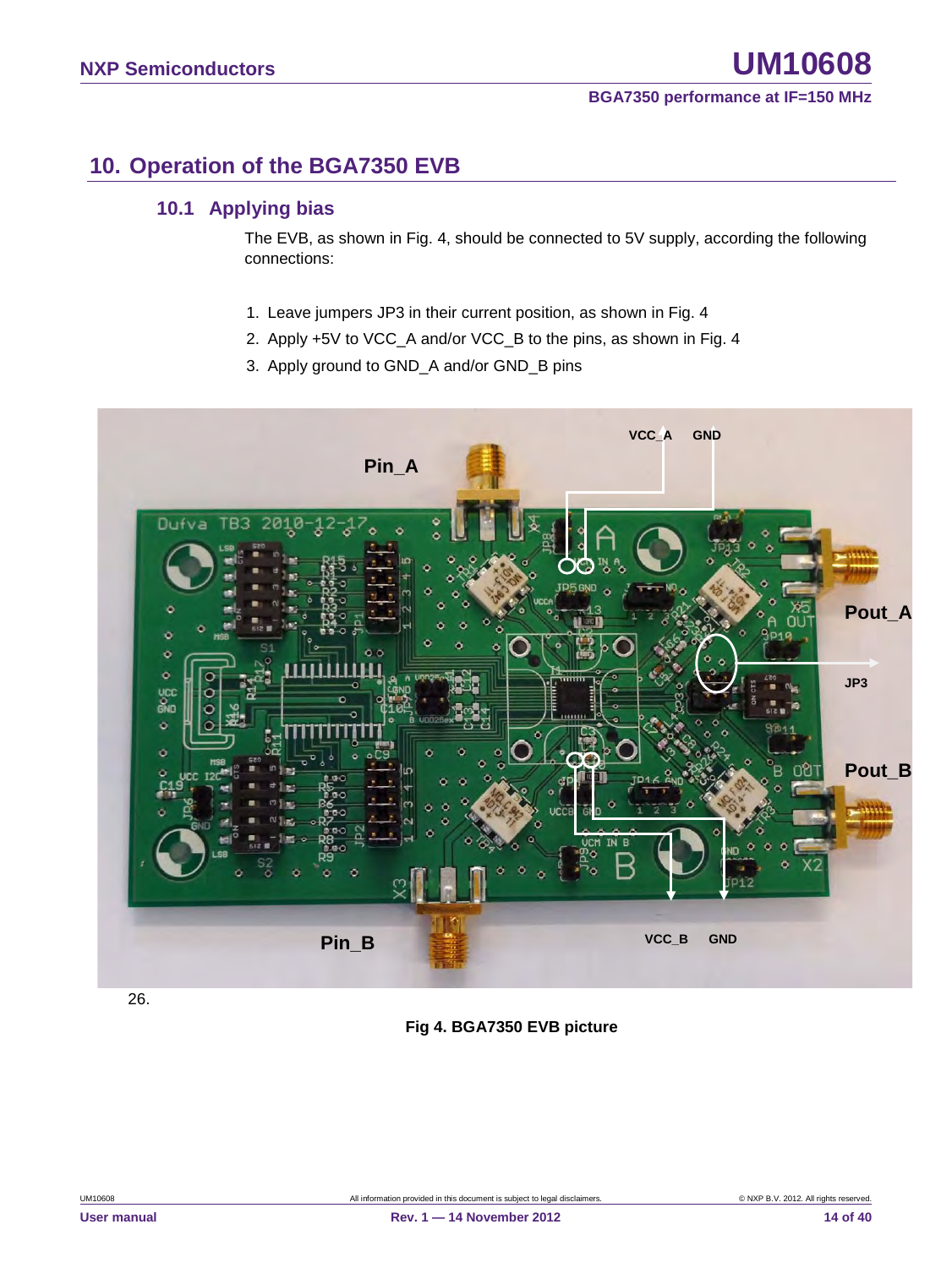## 10. Operation of the BGA7350 EVB

### 10.1 Applying bias

The EVB, as shown in Fig. 4, should be connected to 5V supply, according the following connections:

1. Leave jumpers JP3 in their current position, as shown in Fig. 4
2. Apply +5V to VCC_A and/or VCC_B to the pins, as shown in Fig. 4
3. Apply ground to GND_A and/or GND_B pins

26.

**Fig 4. BGA7350 EVB picture**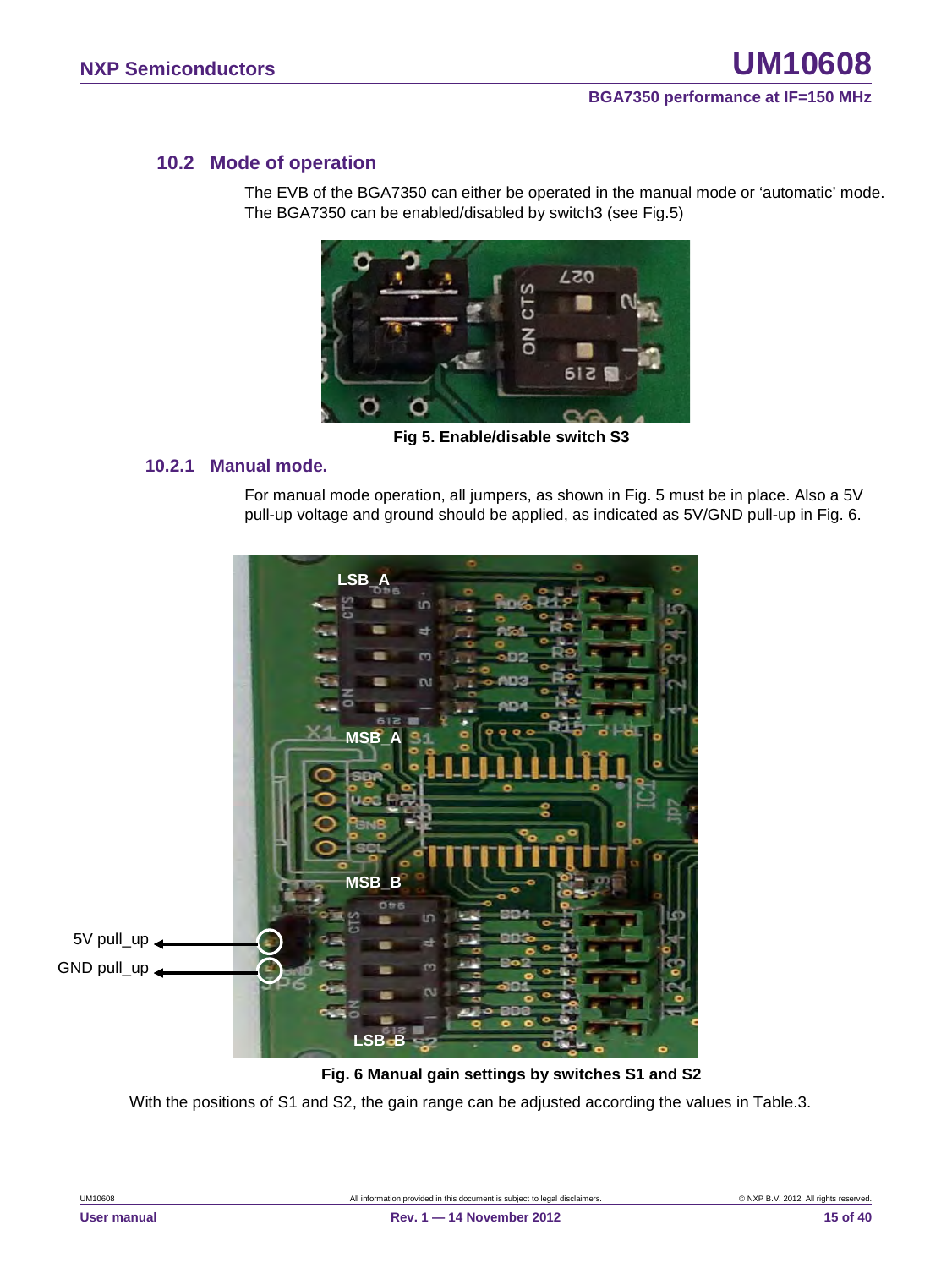## 10.2 Mode of operation

The EVB of the BGA7350 can either be operated in the manual mode or 'automatic' mode. The BGA7350 can be enabled/disabled by switch3 (see Fig.5)

**Fig 5. Enable/disable switch S3**

### 10.2.1 Manual mode.

For manual mode operation, all jumpers, as shown in Fig. 5 must be in place. Also a 5V pull-up voltage and ground should be applied, as indicated as 5V/GND pull-up in Fig. 6.

**Fig. 6 Manual gain settings by switches S1 and S2**

With the positions of S1 and S2, the gain range can be adjusted according the values in Table.3.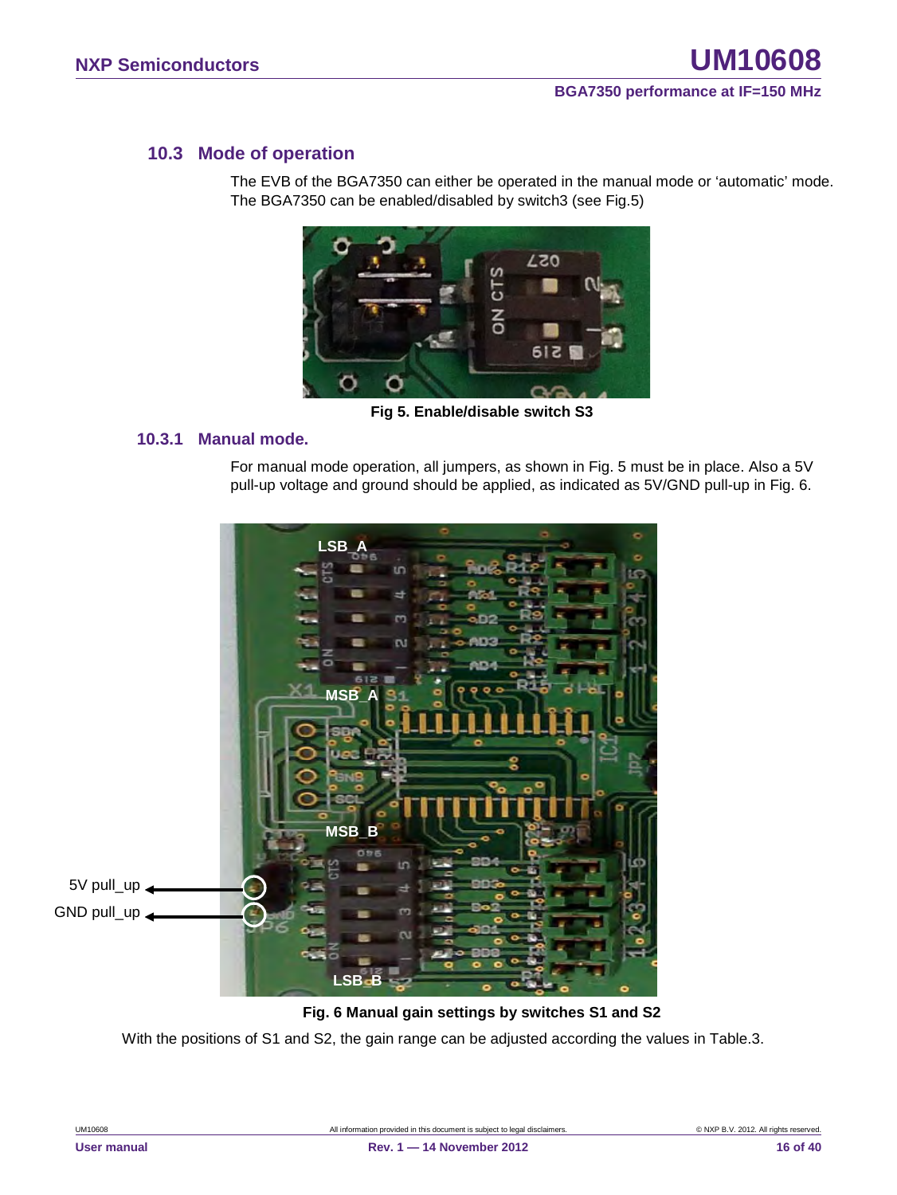## 10.3 Mode of operation

The EVB of the BGA7350 can either be operated in the manual mode or 'automatic' mode. The BGA7350 can be enabled/disabled by switch3 (see Fig.5)

**Fig 5. Enable/disable switch S3**

### 10.3.1 Manual mode.

For manual mode operation, all jumpers, as shown in Fig. 5 must be in place. Also a 5V pull-up voltage and ground should be applied, as indicated as 5V/GND pull-up in Fig. 6.

**Fig. 6 Manual gain settings by switches S1 and S2**

With the positions of S1 and S2, the gain range can be adjusted according the values in Table.3.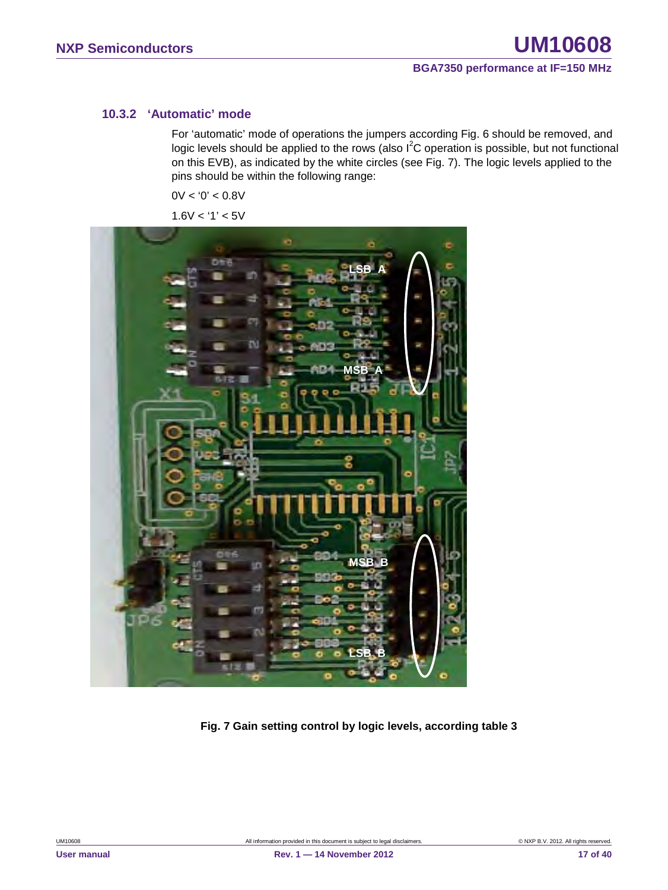### 10.3.2 'Automatic' mode

For 'automatic' mode of operations the jumpers according Fig. 6 should be removed, and logic levels should be applied to the rows (also $I^2C$ operation is possible, but not functional on this EVB), as indicated by the white circles (see Fig. 7). The logic levels applied to the pins should be within the following range:

0V < '0' < 0.8V

1.6V < '1' < 5V

**Fig. 7 Gain setting control by logic levels, according table 3**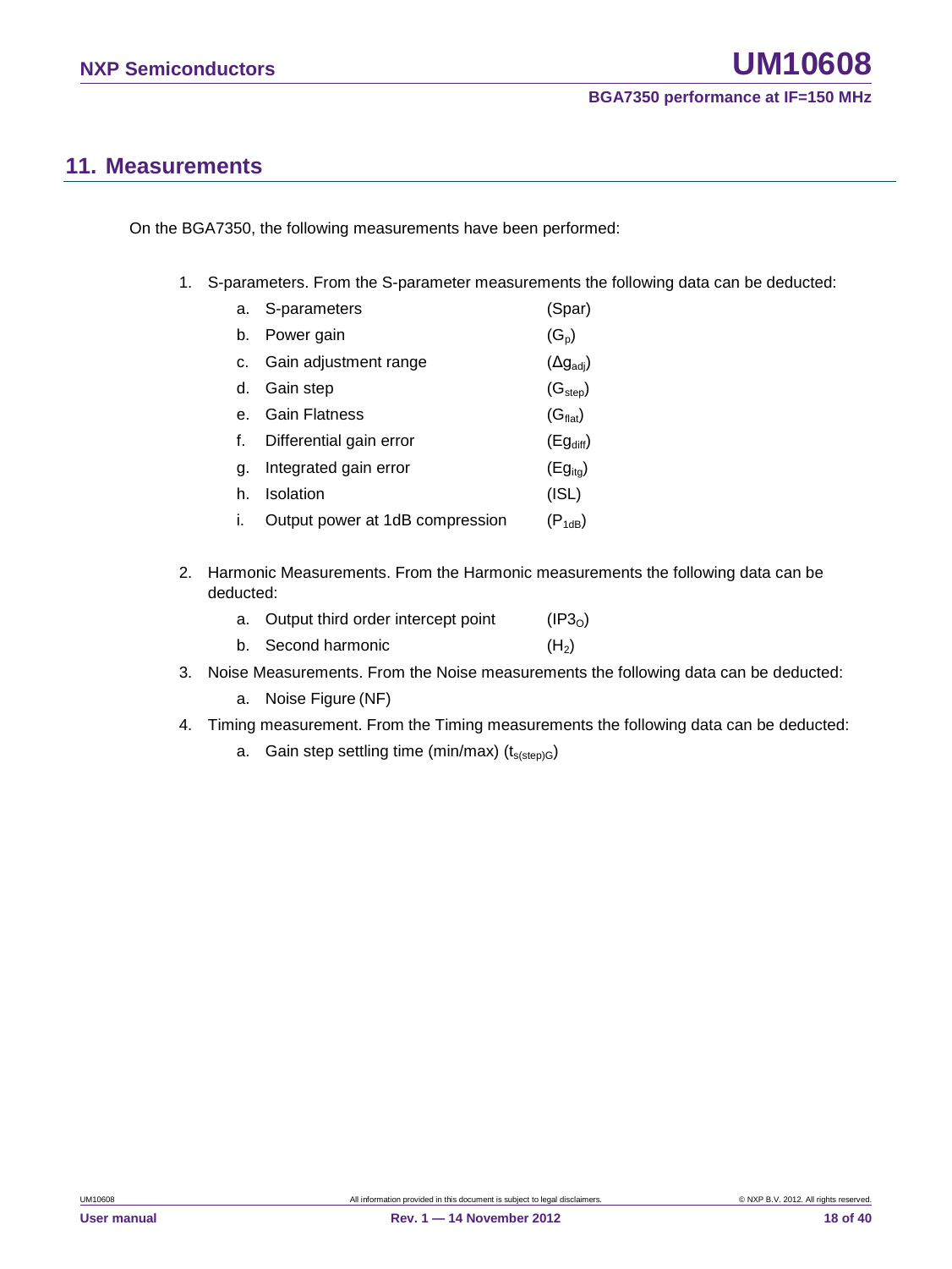## 11. Measurements

On the BGA7350, the following measurements have been performed:

1. S-parameters. From the S-parameter measurements the following data can be deducted:
    a. S-parameters (Spar)
    b. Power gain ($G_p$)
    c. Gain adjustment range ($\Delta g_{adj}$)
    d. Gain step ($G_{step}$)
    e. Gain Flatness ($G_{flat}$)
    f. Differential gain error ($Eg_{diff}$)
    g. Integrated gain error ($Eg_{itg}$)
    h. Isolation (ISL)
    i. Output power at 1dB compression ($P_{1dB}$)
2. Harmonic Measurements. From the Harmonic measurements the following data can be deducted:
    a. Output third order intercept point ($IP3_O$)
    b. Second harmonic ($H_2$)
3. Noise Measurements. From the Noise measurements the following data can be deducted:
    a. Noise Figure (NF)
4. Timing measurement. From the Timing measurements the following data can be deducted:
    a. Gain step settling time (min/max) ($t_{s(step)G}$)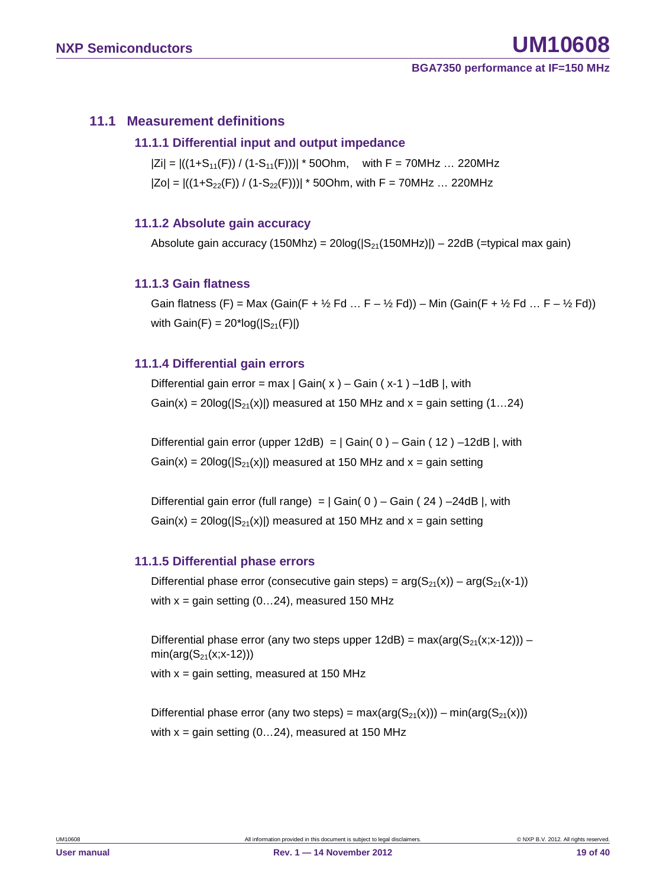## 11.1 Measurement definitions

### 11.1.1 Differential input and output impedance

$|Zi| = |((1+S_{11}(F)) / (1-S_{11}(F)))| * 50\text{Ohm}$, with F = 70MHz … 220MHz

$|Zo| = |((1+S_{22}(F)) / (1-S_{22}(F)))| * 50\text{Ohm}$, with F = 70MHz … 220MHz

### 11.1.2 Absolute gain accuracy

Absolute gain accuracy (150Mhz) = $20\log(|S_{21}(150\text{MHz})|)$ – 22dB (=typical max gain)

### 11.1.3 Gain flatness

Gain flatness (F) = Max (Gain(F + ½ Fd … F – ½ Fd)) – Min (Gain(F + ½ Fd … F – ½ Fd))

with Gain(F) = $20*\log(|S_{21}(F)|)$

### 11.1.4 Differential gain errors

Differential gain error = max | Gain( x ) – Gain ( x-1 ) –1dB |, with

Gain(x) = $20\log(|S_{21}(x)|)$ measured at 150 MHz and x = gain setting (1…24)

Differential gain error (upper 12dB) = | Gain( 0 ) – Gain ( 12 ) –12dB |, with

Gain(x) = $20\log(|S_{21}(x)|)$ measured at 150 MHz and x = gain setting

Differential gain error (full range) = | Gain( 0 ) – Gain ( 24 ) –24dB |, with

Gain(x) = $20\log(|S_{21}(x)|)$ measured at 150 MHz and x = gain setting

### 11.1.5 Differential phase errors

Differential phase error (consecutive gain steps) = $\arg(S_{21}(x)) - \arg(S_{21}(x-1))$

with x = gain setting (0…24), measured 150 MHz

Differential phase error (any two steps upper 12dB) = $\max(\arg(S_{21}(x;x-12))) - \min(\arg(S_{21}(x;x-12)))$

with x = gain setting, measured at 150 MHz

Differential phase error (any two steps) = $\max(\arg(S_{21}(x))) - \min(\arg(S_{21}(x)))$

with x = gain setting (0…24), measured at 150 MHz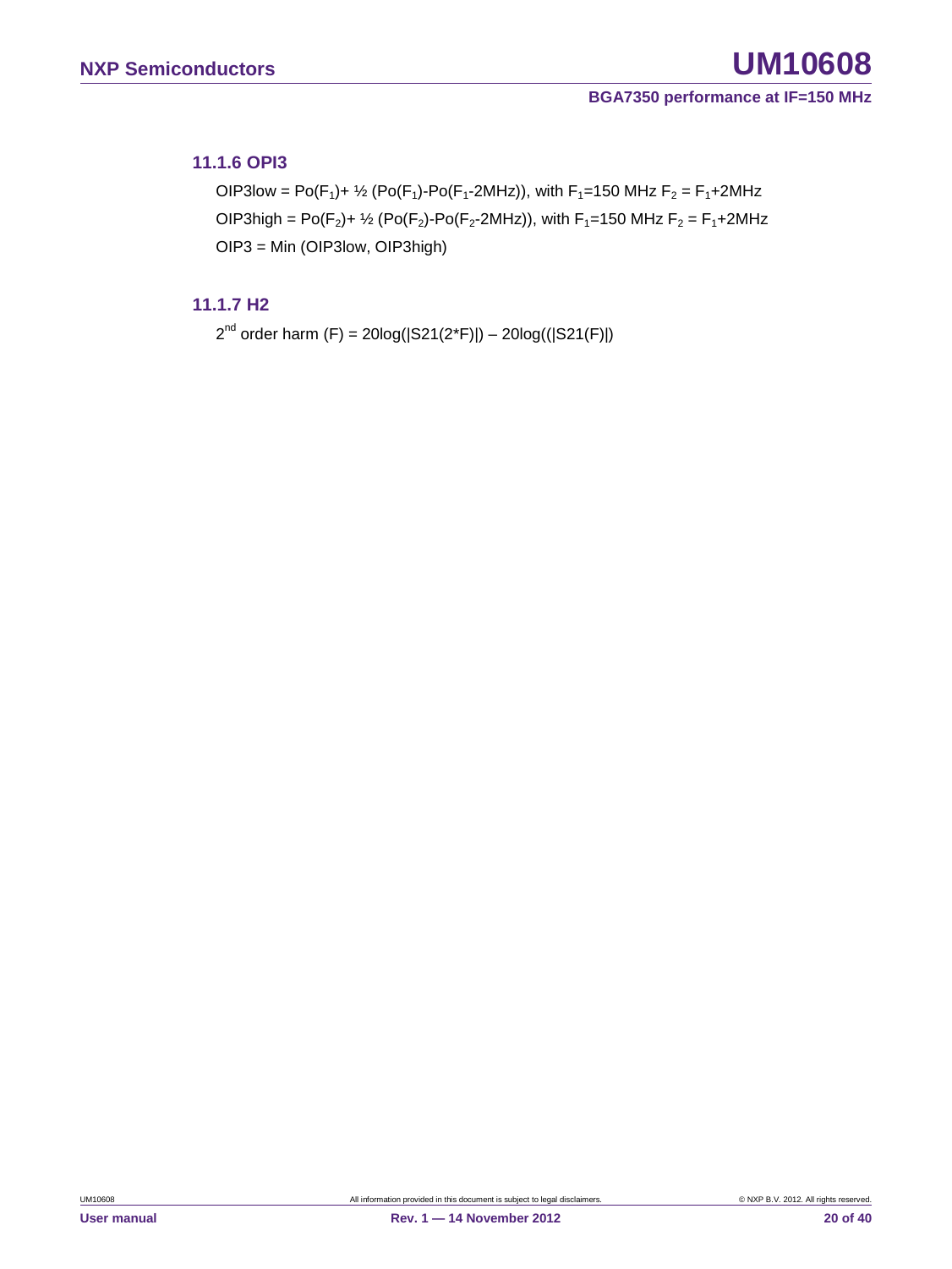### 11.1.6 OPI3

OIP3low = $Po(F_1)$+ ½ ($Po(F_1)$-$Po(F_1$-2MHz)), with $F_1$=150 MHz $F_2$ = $F_1$+2MHz

OIP3high = $Po(F_2)$+ ½ ($Po(F_2)$-$Po(F_2$-2MHz)), with $F_1$=150 MHz $F_2$ = $F_1$+2MHz

OIP3 = Min (OIP3low, OIP3high)

### 11.1.7 H2

$2^{nd}$ order harm (F) = 20log(|S21(2*F)|) – 20log((|S21(F)|)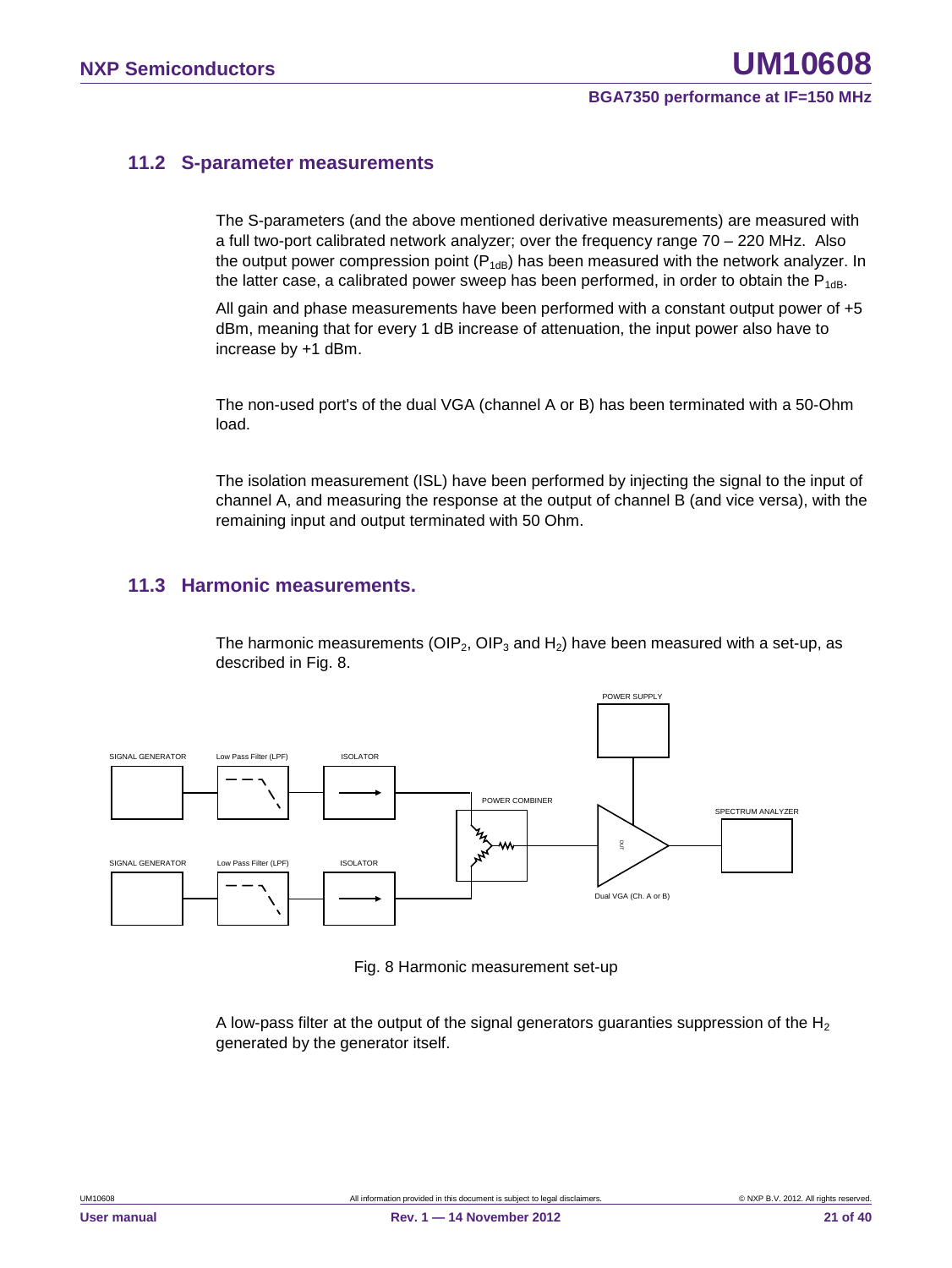## 11.2 S-parameter measurements

The S-parameters (and the above mentioned derivative measurements) are measured with a full two-port calibrated network analyzer; over the frequency range 70 – 220 MHz. Also the output power compression point ($P_{1dB}$) has been measured with the network analyzer. In the latter case, a calibrated power sweep has been performed, in order to obtain the $P_{1dB}$.

All gain and phase measurements have been performed with a constant output power of +5 dBm, meaning that for every 1 dB increase of attenuation, the input power also have to increase by +1 dBm.

The non-used port's of the dual VGA (channel A or B) has been terminated with a 50-Ohm load.

The isolation measurement (ISL) have been performed by injecting the signal to the input of channel A, and measuring the response at the output of channel B (and vice versa), with the remaining input and output terminated with 50 Ohm.

## 11.3 Harmonic measurements.

The harmonic measurements ($OIP_2$, $OIP_3$ and $H_2$) have been measured with a set-up, as described in Fig. 8.

SIGNAL GENERATOR — Low Pass Filter (LPF) — ISOLATOR

SIGNAL GENERATOR — Low Pass Filter (LPF) — ISOLATOR

POWER COMBINER — DUT Dual VGA (Ch. A or B) — SPECTRUM ANALYZER

POWER SUPPLY

Fig. 8 Harmonic measurement set-up

A low-pass filter at the output of the signal generators guaranties suppression of the $H_2$ generated by the generator itself.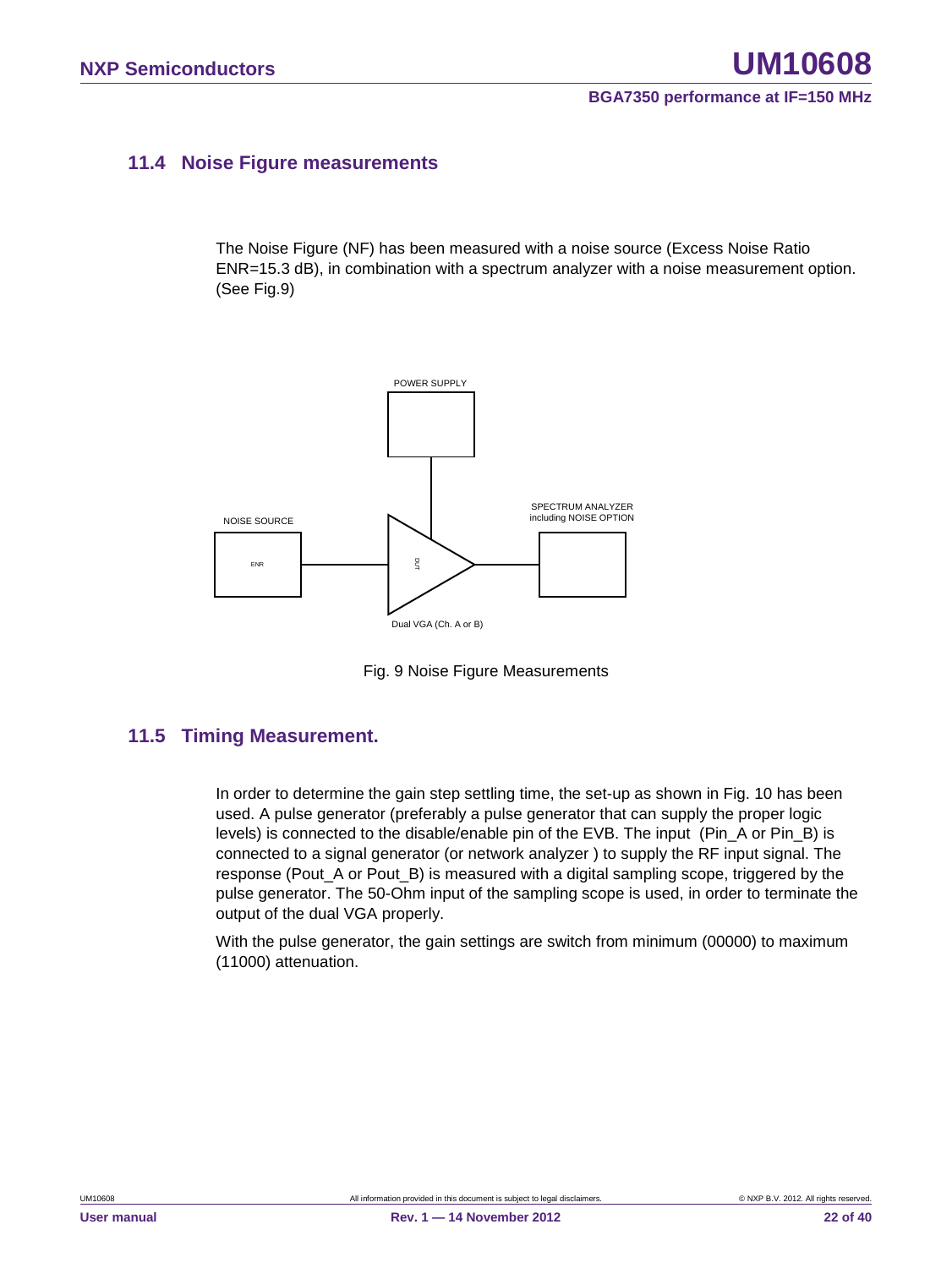## 11.4 Noise Figure measurements

The Noise Figure (NF) has been measured with a noise source (Excess Noise Ratio ENR=15.3 dB), in combination with a spectrum analyzer with a noise measurement option. (See Fig.9)

POWER SUPPLY

NOISE SOURCE

ENR

DUT

SPECTRUM ANALYZER including NOISE OPTION

Dual VGA (Ch. A or B)

Fig. 9 Noise Figure Measurements

## 11.5 Timing Measurement.

In order to determine the gain step settling time, the set-up as shown in Fig. 10 has been used. A pulse generator (preferably a pulse generator that can supply the proper logic levels) is connected to the disable/enable pin of the EVB. The input (Pin_A or Pin_B) is connected to a signal generator (or network analyzer ) to supply the RF input signal. The response (Pout_A or Pout_B) is measured with a digital sampling scope, triggered by the pulse generator. The 50-Ohm input of the sampling scope is used, in order to terminate the output of the dual VGA properly.

With the pulse generator, the gain settings are switch from minimum (00000) to maximum (11000) attenuation.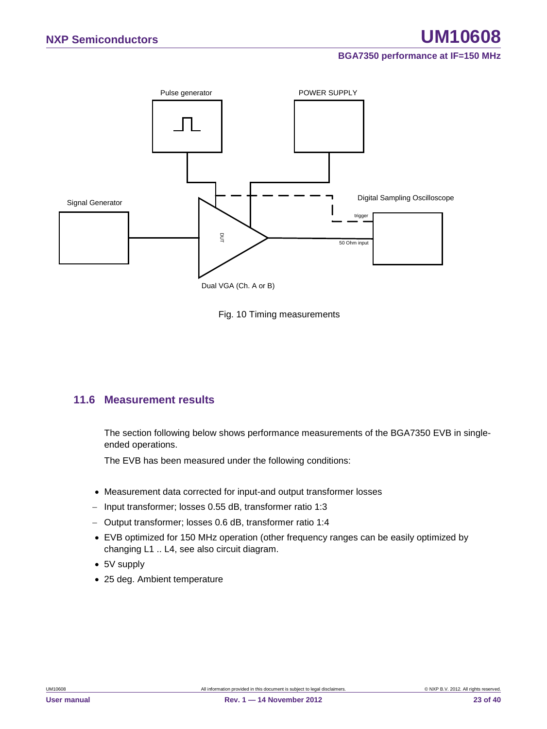Fig. 10 Timing measurements

## 11.6 Measurement results

The section following below shows performance measurements of the BGA7350 EVB in single-ended operations.

The EVB has been measured under the following conditions:

- Measurement data corrected for input-and output transformer losses
  - Input transformer; losses 0.55 dB, transformer ratio 1:3
  - Output transformer; losses 0.6 dB, transformer ratio 1:4
- EVB optimized for 150 MHz operation (other frequency ranges can be easily optimized by changing L1 .. L4, see also circuit diagram.
- 5V supply
- 25 deg. Ambient temperature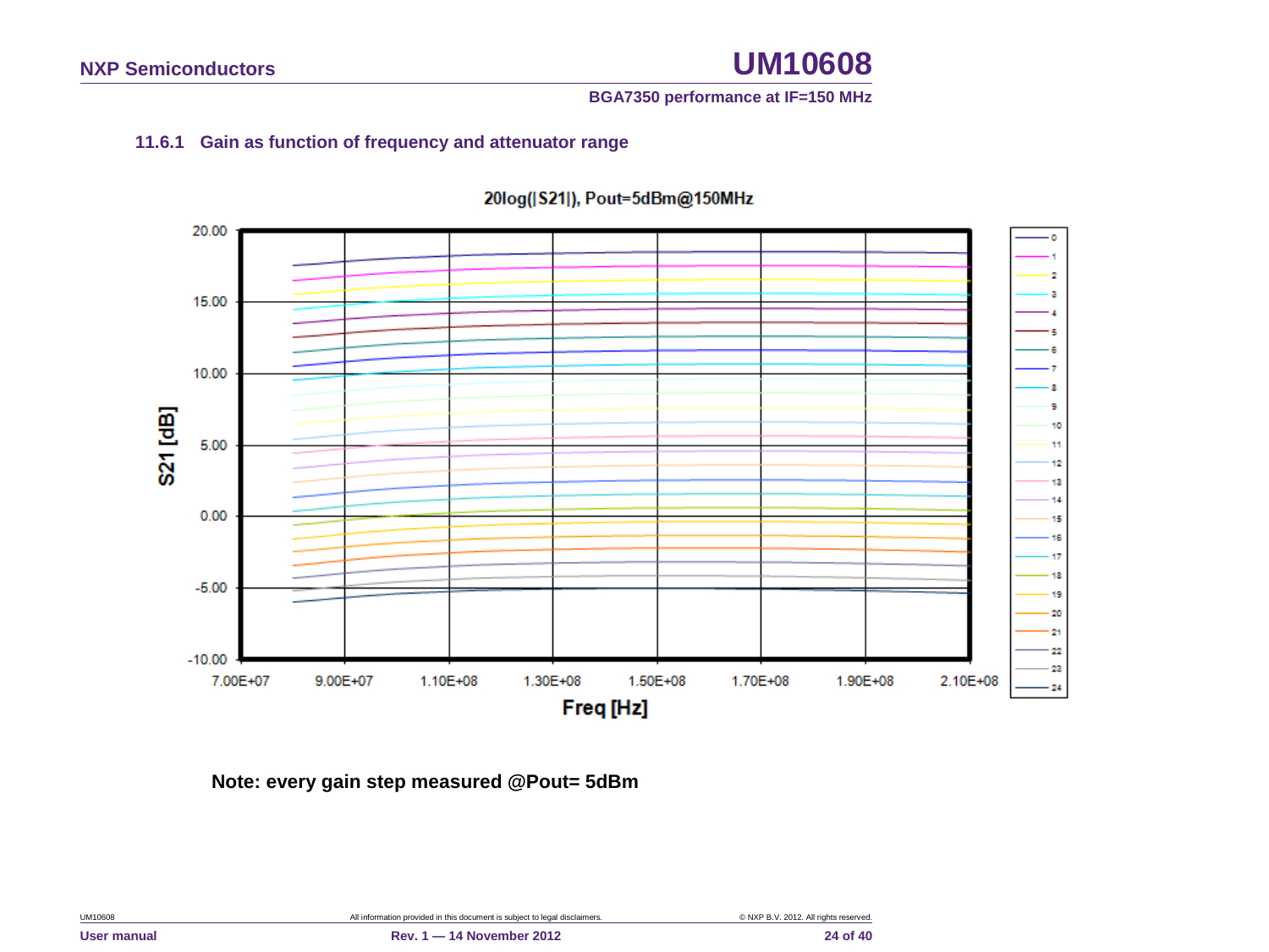### 11.6.1 Gain as function of frequency and attenuator range

20log(|S21|), Pout=5dBm@150MHz

**Note: every gain step measured @Pout= 5dBm**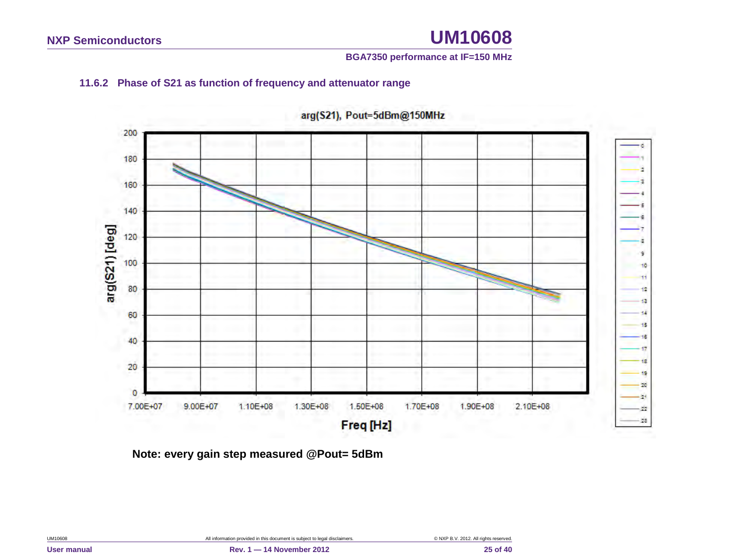### 11.6.2 Phase of S21 as function of frequency and attenuator range

**Note: every gain step measured @Pout= 5dBm**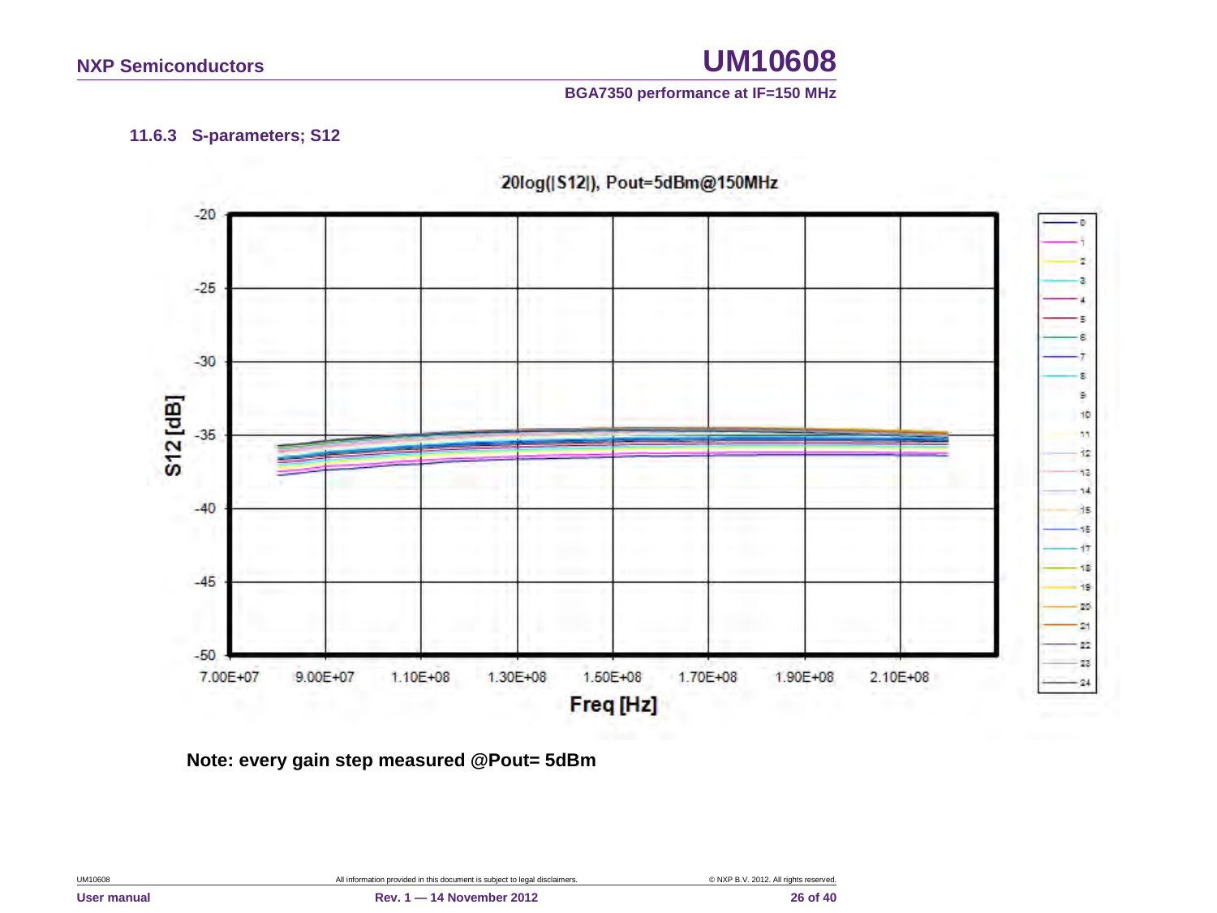### 11.6.3 S-parameters; S12

20log(|S12|), Pout=5dBm@150MHz

**Note: every gain step measured @Pout= 5dBm**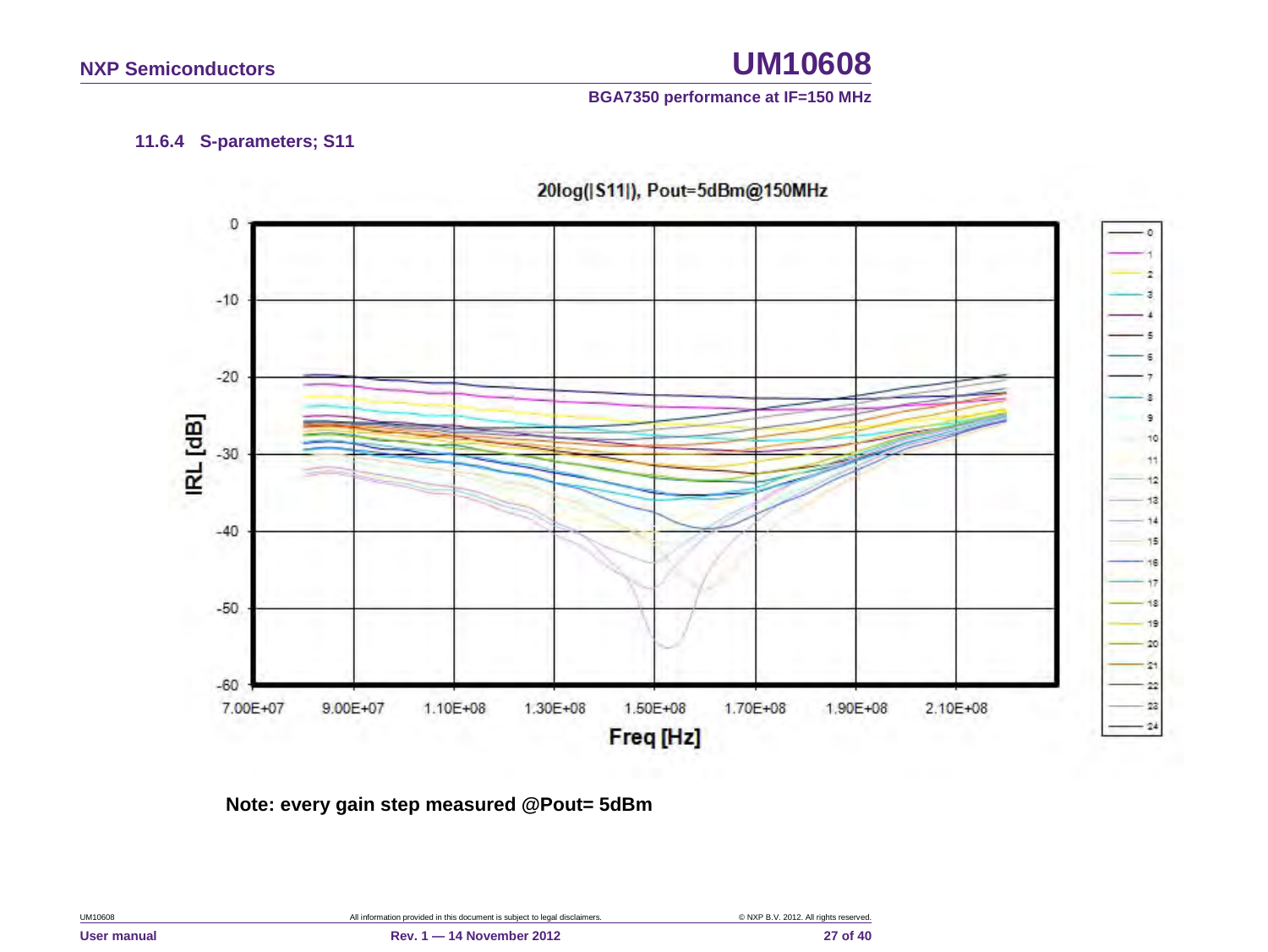### 11.6.4 S-parameters; S11

20log(|S11|), Pout=5dBm@150MHz

Note: every gain step measured @Pout= 5dBm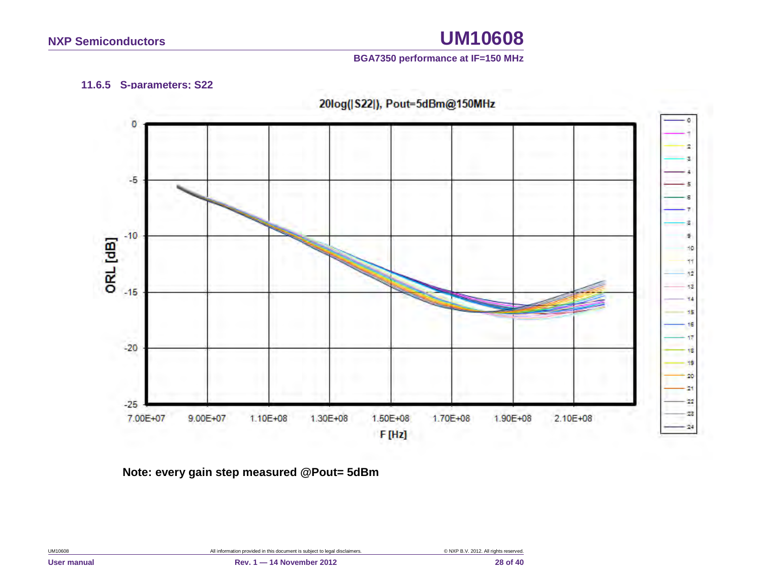### 11.6.5 S-parameters: S22

20log(|S22|), Pout=5dBm@150MHz

**Note: every gain step measured @Pout= 5dBm**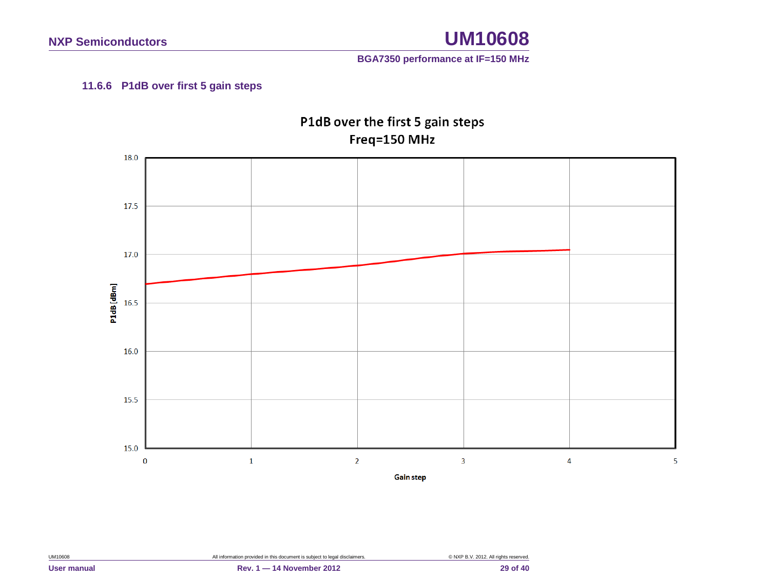### 11.6.6 P1dB over first 5 gain steps

P1dB over the first 5 gain steps
Freq=150 MHz

P1dB [dBm]

18.0
17.5
17.0
16.5
16.0
15.5
15.0

0 1 2 3 4 5

Gain step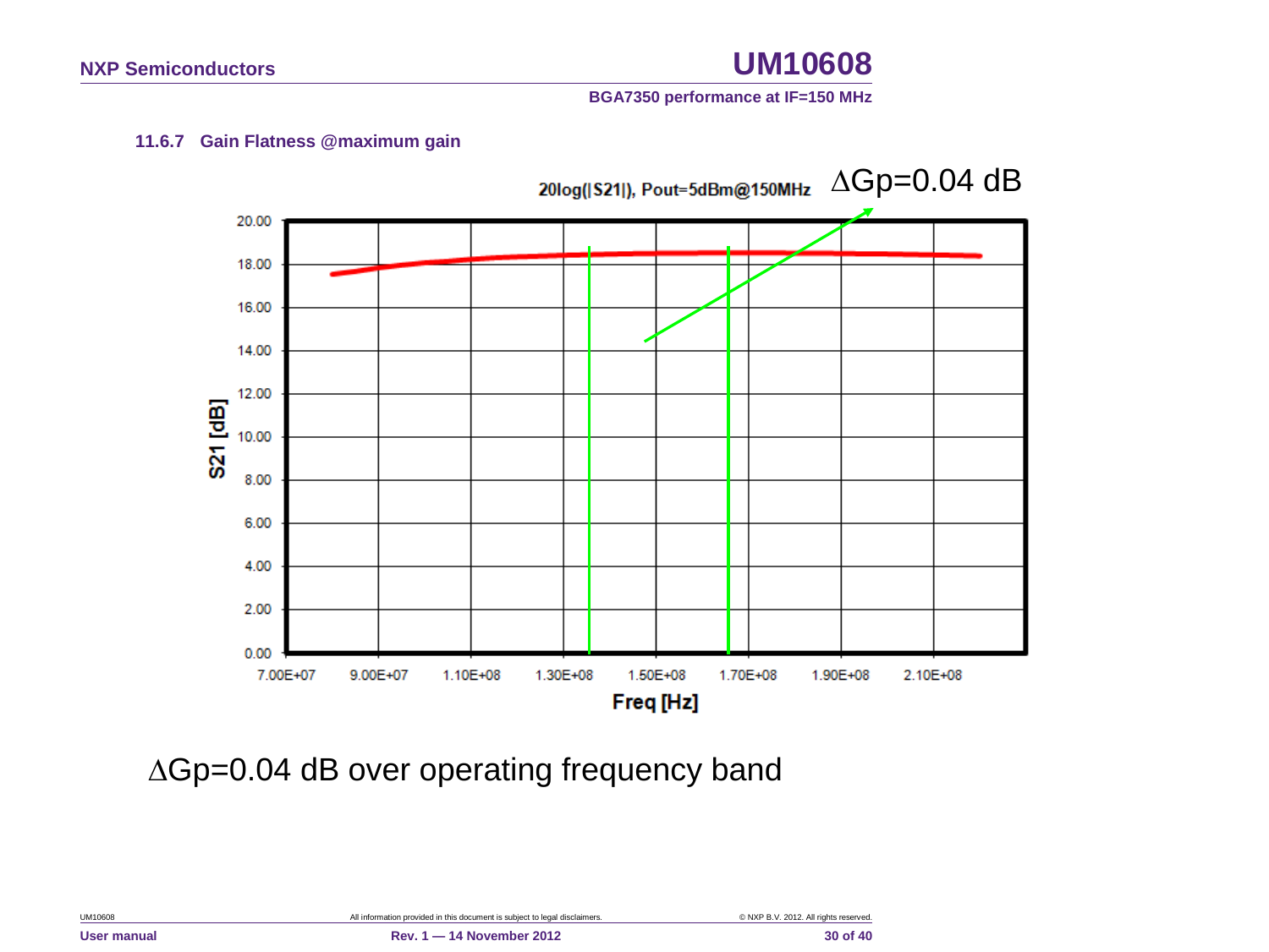### 11.6.7 Gain Flatness @maximum gain

20log(|S21|), Pout=5dBm@150MHz $\Delta$Gp=0.04 dB

$\Delta$Gp=0.04 dB over operating frequency band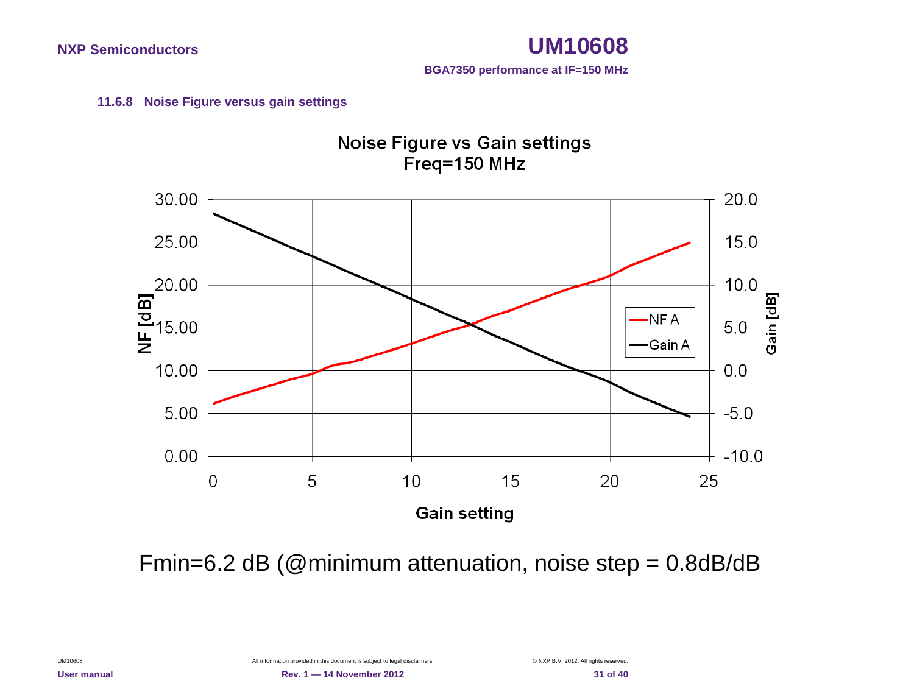### 11.6.8 Noise Figure versus gain settings

Noise Figure vs Gain settings
Freq=150 MHz

Fmin=6.2 dB (@minimum attenuation, noise step = 0.8dB/dB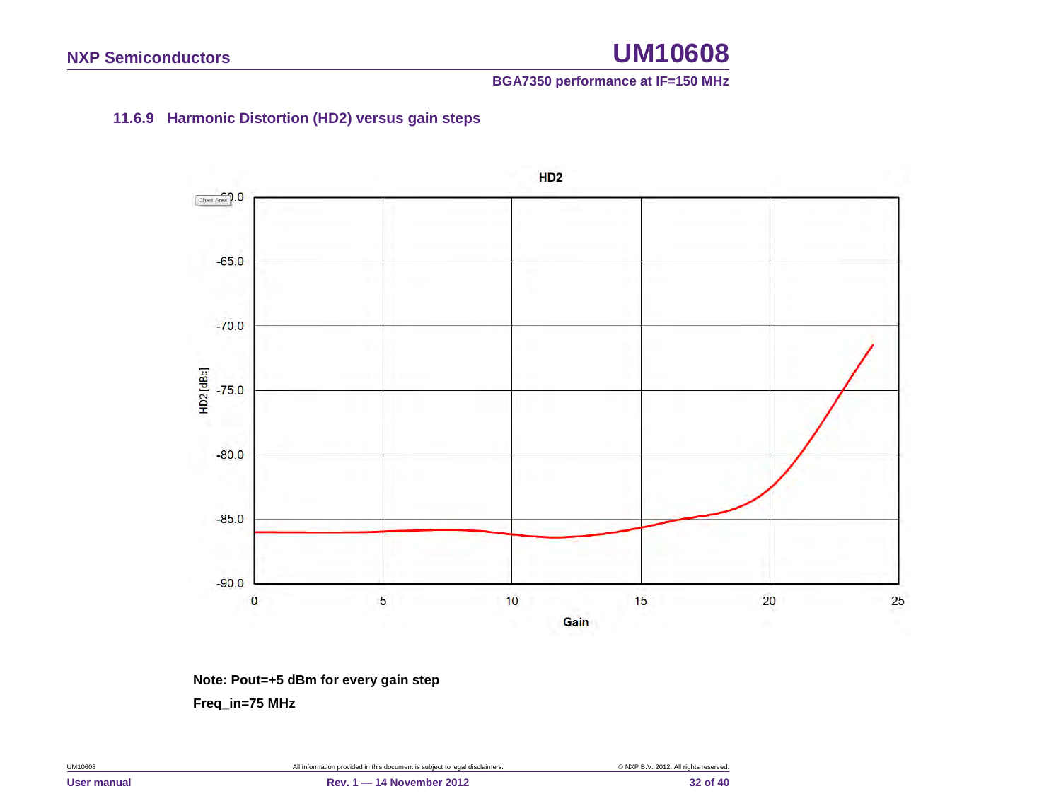### 11.6.9 Harmonic Distortion (HD2) versus gain steps

**Note: Pout=+5 dBm for every gain step**

**Freq_in=75 MHz**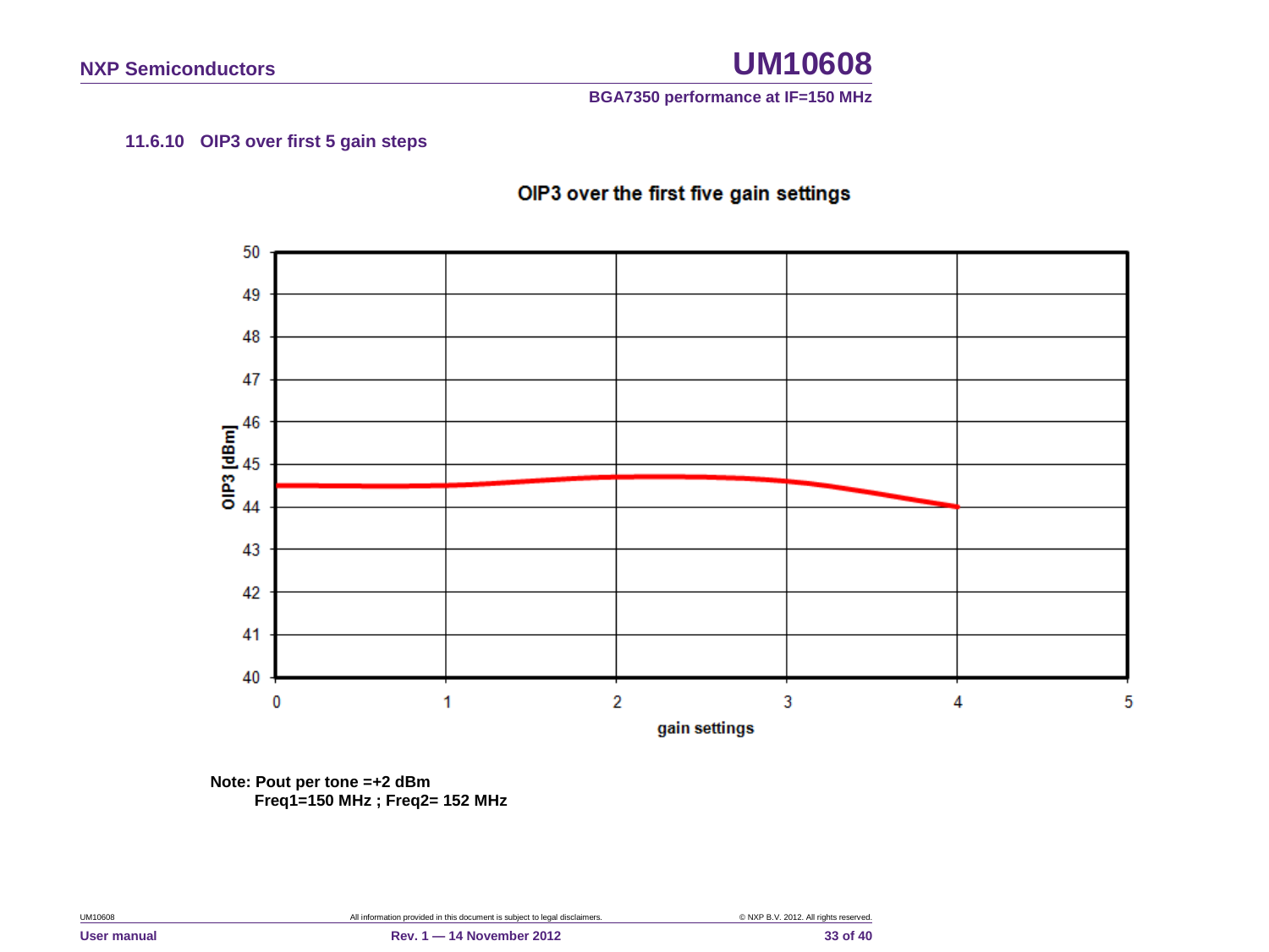### 11.6.10 OIP3 over first 5 gain steps

OIP3 over the first five gain settings

OIP3 [dBm]

gain settings

**Note: Pout per tone =+2 dBm**
**Freq1=150 MHz ; Freq2= 152 MHz**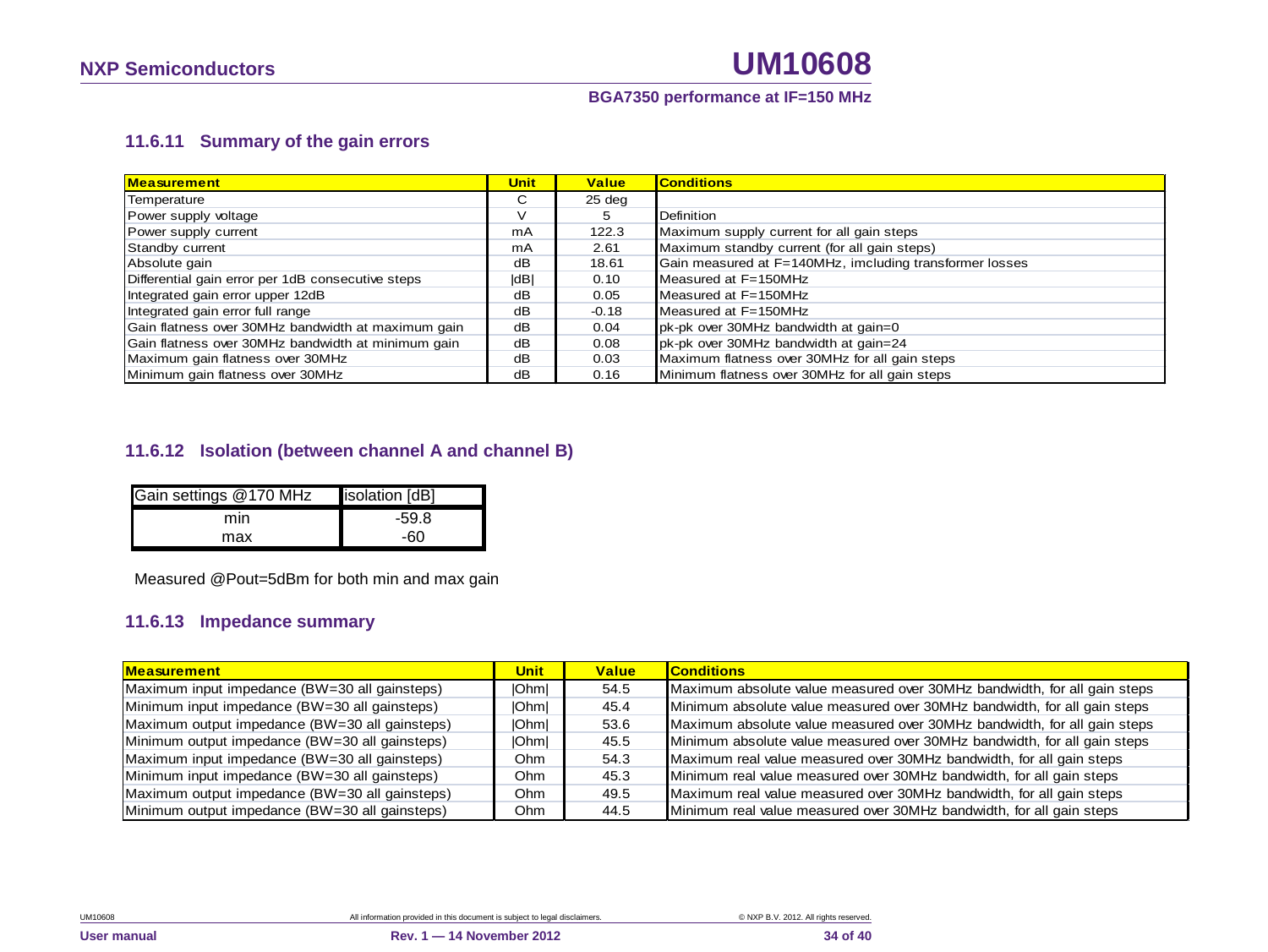### 11.6.11 Summary of the gain errors

| Measurement | Unit | Value | Conditions |
|---|---|---|---|
| Temperature | C | 25 deg | |
| Power supply voltage | V | 5 | Definition |
| Power supply current | mA | 122.3 | Maximum supply current for all gain steps |
| Standby current | mA | 2.61 | Maximum standby current (for all gain steps) |
| Absolute gain | dB | 18.61 | Gain measured at F=140MHz, imcluding transformer losses |
| Differential gain error per 1dB consecutive steps | \|dB\| | 0.10 | Measured at F=150MHz |
| Integrated gain error upper 12dB | dB | 0.05 | Measured at F=150MHz |
| Integrated gain error full range | dB | -0.18 | Measured at F=150MHz |
| Gain flatness over 30MHz bandwidth at maximum gain | dB | 0.04 | pk-pk over 30MHz bandwidth at gain=0 |
| Gain flatness over 30MHz bandwidth at minimum gain | dB | 0.08 | pk-pk over 30MHz bandwidth at gain=24 |
| Maximum gain flatness over 30MHz | dB | 0.03 | Maximum flatness over 30MHz for all gain steps |
| Minimum gain flatness over 30MHz | dB | 0.16 | Minimum flatness over 30MHz for all gain steps |

### 11.6.12 Isolation (between channel A and channel B)

| Gain settings @170 MHz | isolation [dB] |
|---|---|
| min | -59.8 |
| max | -60 |

Measured @Pout=5dBm for both min and max gain

### 11.6.13 Impedance summary

| Measurement | Unit | Value | Conditions |
|---|---|---|---|
| Maximum input impedance (BW=30 all gainsteps) | \|Ohm\| | 54.5 | Maximum absolute value measured over 30MHz bandwidth, for all gain steps |
| Minimum input impedance (BW=30 all gainsteps) | \|Ohm\| | 45.4 | Minimum absolute value measured over 30MHz bandwidth, for all gain steps |
| Maximum output impedance (BW=30 all gainsteps) | \|Ohm\| | 53.6 | Maximum absolute value measured over 30MHz bandwidth, for all gain steps |
| Minimum output impedance (BW=30 all gainsteps) | \|Ohm\| | 45.5 | Minimum absolute value measured over 30MHz bandwidth, for all gain steps |
| Maximum input impedance (BW=30 all gainsteps) | Ohm | 54.3 | Maximum real value measured over 30MHz bandwidth, for all gain steps |
| Minimum input impedance (BW=30 all gainsteps) | Ohm | 45.3 | Minimum real value measured over 30MHz bandwidth, for all gain steps |
| Maximum output impedance (BW=30 all gainsteps) | Ohm | 49.5 | Maximum real value measured over 30MHz bandwidth, for all gain steps |
| Minimum output impedance (BW=30 all gainsteps) | Ohm | 44.5 | Minimum real value measured over 30MHz bandwidth, for all gain steps |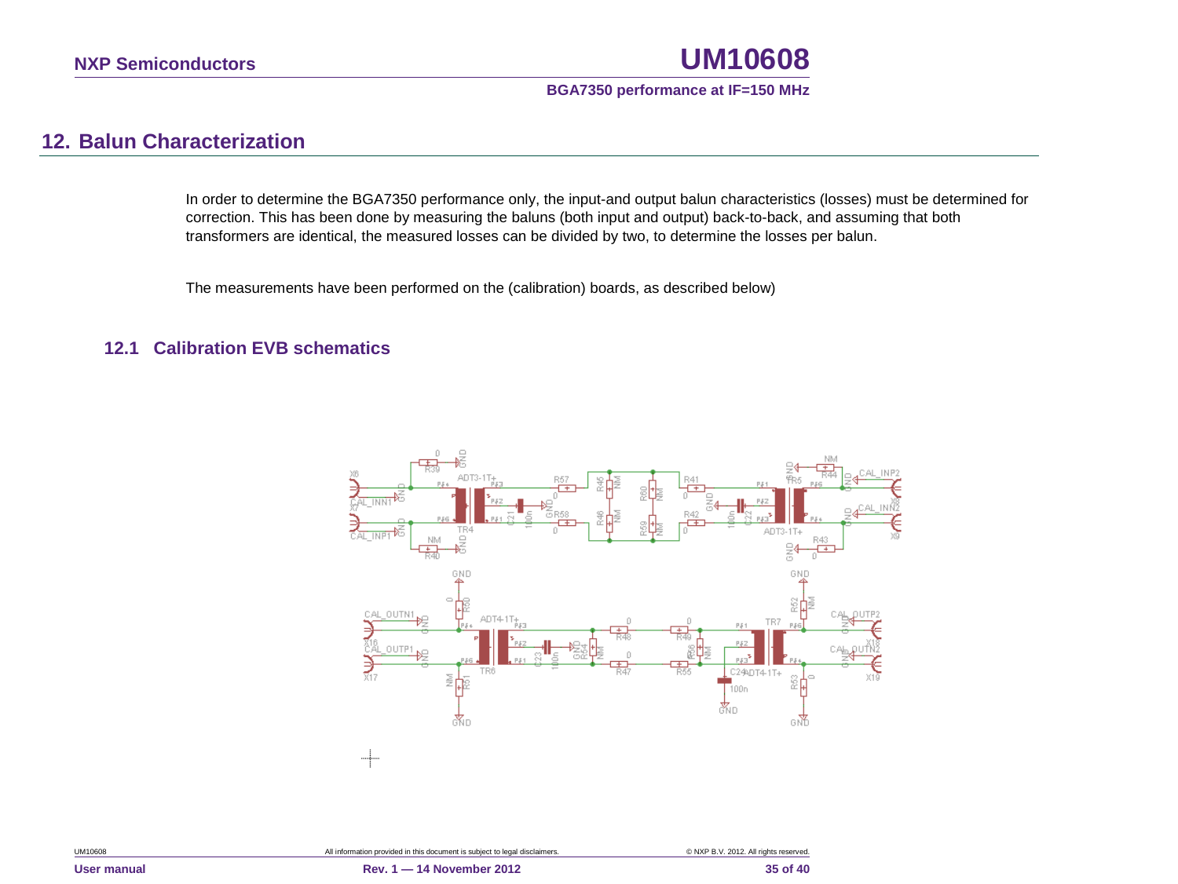## 12. Balun Characterization

In order to determine the BGA7350 performance only, the input-and output balun characteristics (losses) must be determined for correction. This has been done by measuring the baluns (both input and output) back-to-back, and assuming that both transformers are identical, the measured losses can be divided by two, to determine the losses per balun.

The measurements have been performed on the (calibration) boards, as described below)

### 12.1 Calibration EVB schematics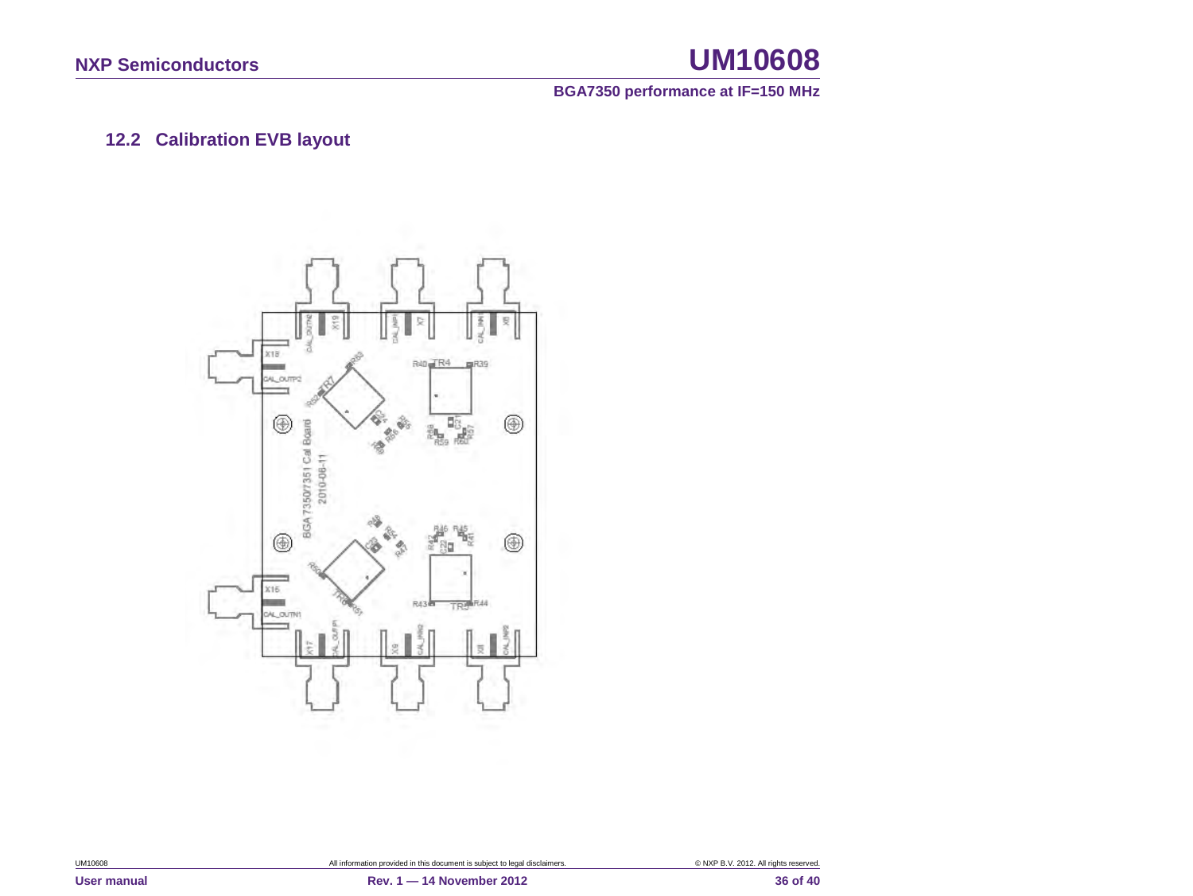## 12.2 Calibration EVB layout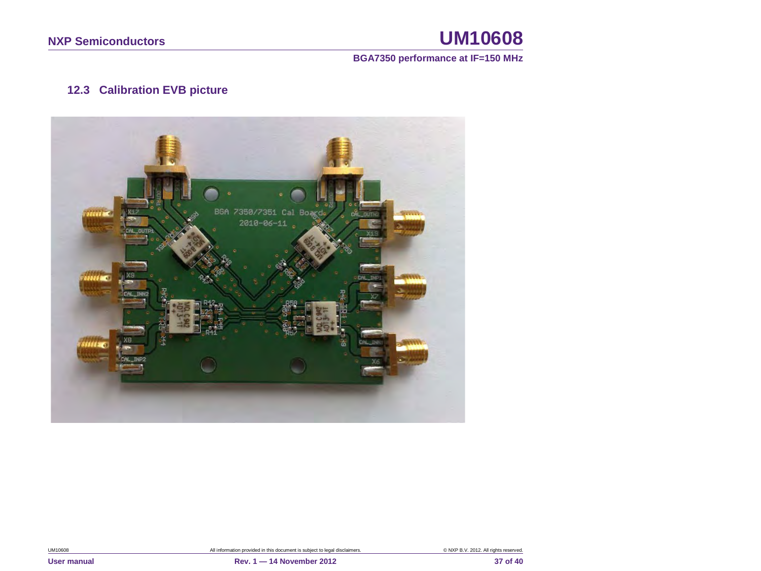### 12.3 Calibration EVB picture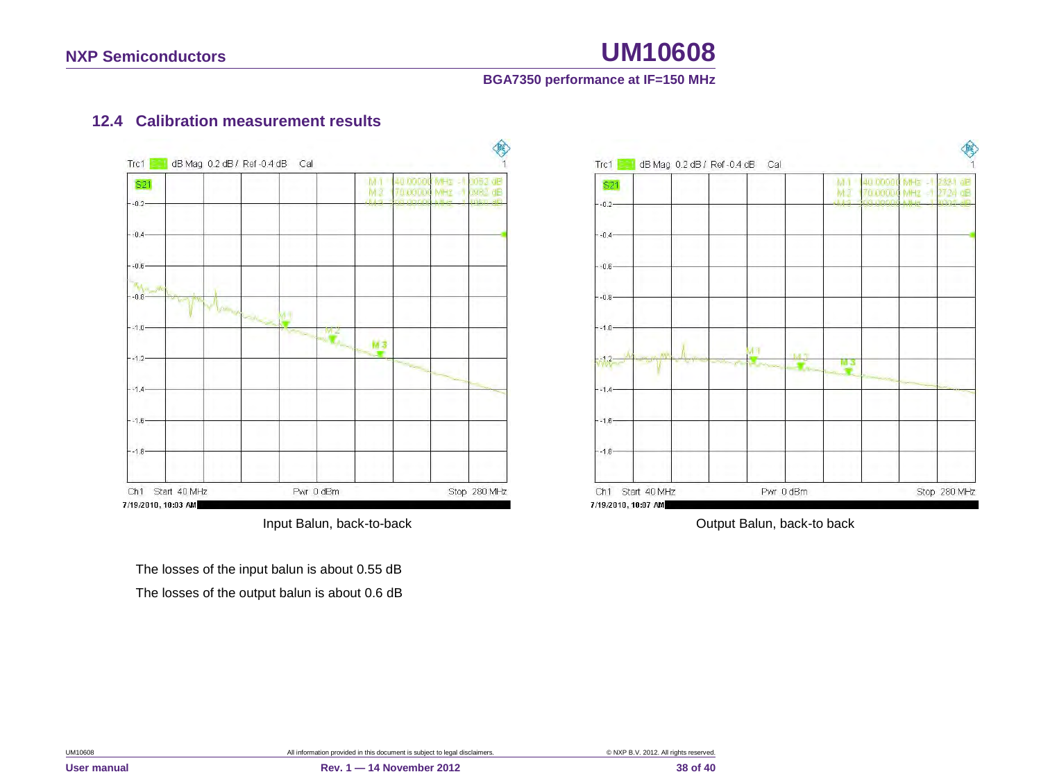## 12.4 Calibration measurement results

Input Balun, back-to-back

Output Balun, back-to back

The losses of the input balun is about 0.55 dB

The losses of the output balun is about 0.6 dB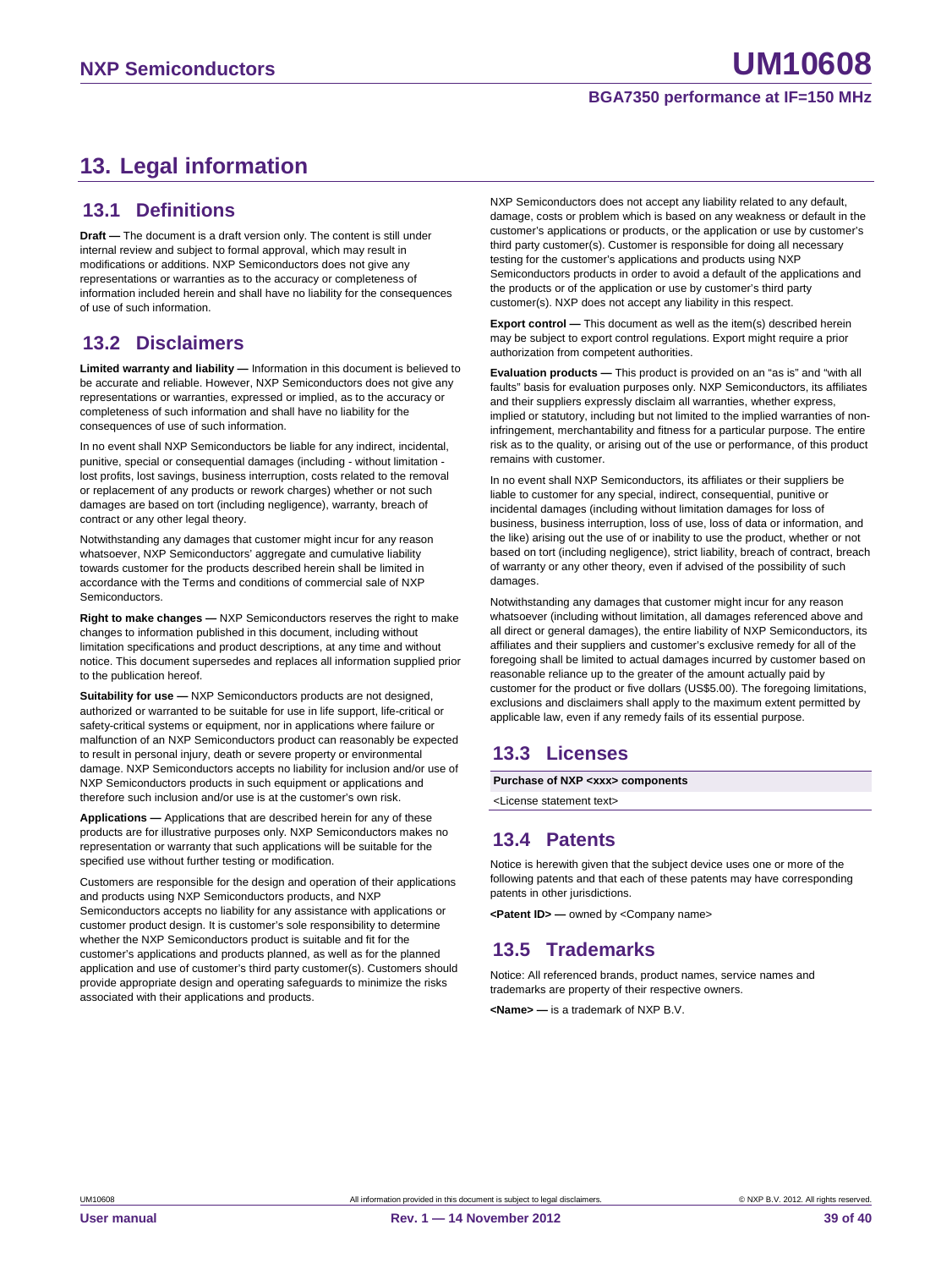# 13. Legal information

## 13.1 Definitions

**Draft —** The document is a draft version only. The content is still under internal review and subject to formal approval, which may result in modifications or additions. NXP Semiconductors does not give any representations or warranties as to the accuracy or completeness of information included herein and shall have no liability for the consequences of use of such information.

## 13.2 Disclaimers

**Limited warranty and liability —** Information in this document is believed to be accurate and reliable. However, NXP Semiconductors does not give any representations or warranties, expressed or implied, as to the accuracy or completeness of such information and shall have no liability for the consequences of use of such information.

In no event shall NXP Semiconductors be liable for any indirect, incidental, punitive, special or consequential damages (including - without limitation - lost profits, lost savings, business interruption, costs related to the removal or replacement of any products or rework charges) whether or not such damages are based on tort (including negligence), warranty, breach of contract or any other legal theory.

Notwithstanding any damages that customer might incur for any reason whatsoever, NXP Semiconductors' aggregate and cumulative liability towards customer for the products described herein shall be limited in accordance with the Terms and conditions of commercial sale of NXP Semiconductors.

**Right to make changes —** NXP Semiconductors reserves the right to make changes to information published in this document, including without limitation specifications and product descriptions, at any time and without notice. This document supersedes and replaces all information supplied prior to the publication hereof.

**Suitability for use —** NXP Semiconductors products are not designed, authorized or warranted to be suitable for use in life support, life-critical or safety-critical systems or equipment, nor in applications where failure or malfunction of an NXP Semiconductors product can reasonably be expected to result in personal injury, death or severe property or environmental damage. NXP Semiconductors accepts no liability for inclusion and/or use of NXP Semiconductors products in such equipment or applications and therefore such inclusion and/or use is at the customer's own risk.

**Applications —** Applications that are described herein for any of these products are for illustrative purposes only. NXP Semiconductors makes no representation or warranty that such applications will be suitable for the specified use without further testing or modification.

Customers are responsible for the design and operation of their applications and products using NXP Semiconductors products, and NXP Semiconductors accepts no liability for any assistance with applications or customer product design. It is customer's sole responsibility to determine whether the NXP Semiconductors product is suitable and fit for the customer's applications and products planned, as well as for the planned application and use of customer's third party customer(s). Customers should provide appropriate design and operating safeguards to minimize the risks associated with their applications and products.

NXP Semiconductors does not accept any liability related to any default, damage, costs or problem which is based on any weakness or default in the customer's applications or products, or the application or use by customer's third party customer(s). Customer is responsible for doing all necessary testing for the customer's applications and products using NXP Semiconductors products in order to avoid a default of the applications and the products or of the application or use by customer's third party customer(s). NXP does not accept any liability in this respect.

**Export control —** This document as well as the item(s) described herein may be subject to export control regulations. Export might require a prior authorization from competent authorities.

**Evaluation products —** This product is provided on an "as is" and "with all faults" basis for evaluation purposes only. NXP Semiconductors, its affiliates and their suppliers expressly disclaim all warranties, whether express, implied or statutory, including but not limited to the implied warranties of non-infringement, merchantability and fitness for a particular purpose. The entire risk as to the quality, or arising out of the use or performance, of this product remains with customer.

In no event shall NXP Semiconductors, its affiliates or their suppliers be liable to customer for any special, indirect, consequential, punitive or incidental damages (including without limitation damages for loss of business, business interruption, loss of use, loss of data or information, and the like) arising out the use of or inability to use the product, whether or not based on tort (including negligence), strict liability, breach of contract, breach of warranty or any other theory, even if advised of the possibility of such damages.

Notwithstanding any damages that customer might incur for any reason whatsoever (including without limitation, all damages referenced above and all direct or general damages), the entire liability of NXP Semiconductors, its affiliates and their suppliers and customer's exclusive remedy for all of the foregoing shall be limited to actual damages incurred by customer based on reasonable reliance up to the greater of the amount actually paid by customer for the product or five dollars (US$5.00). The foregoing limitations, exclusions and disclaimers shall apply to the maximum extent permitted by applicable law, even if any remedy fails of its essential purpose.

## 13.3 Licenses

| Purchase of NXP <xxx> components |
|---|
| <License statement text> |

## 13.4 Patents

Notice is herewith given that the subject device uses one or more of the following patents and that each of these patents may have corresponding patents in other jurisdictions.

**<Patent ID> —** owned by <Company name>

## 13.5 Trademarks

Notice: All referenced brands, product names, service names and trademarks are property of their respective owners.

**<Name> —** is a trademark of NXP B.V.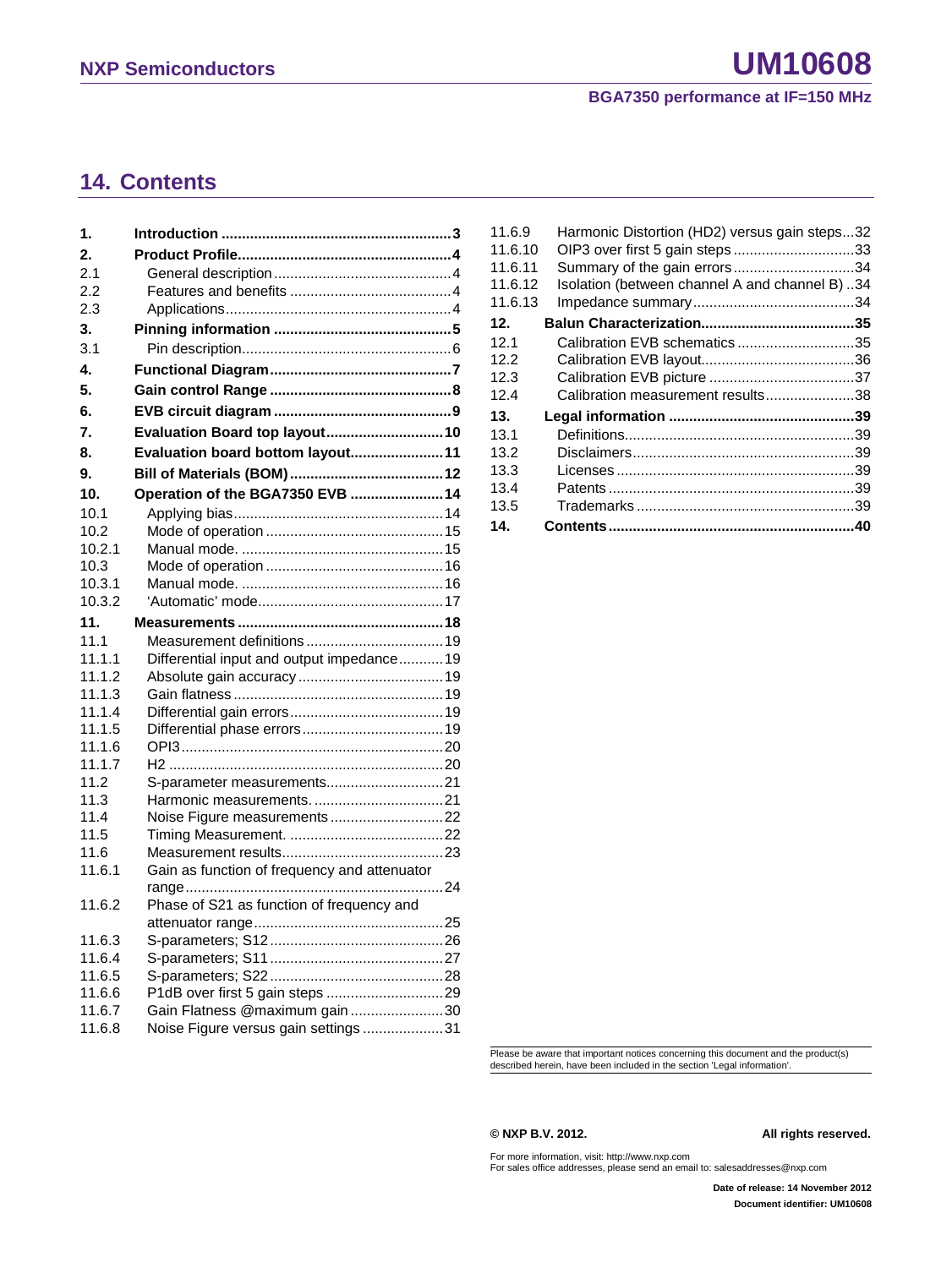## 14. Contents

| | | |
|---|---|---|
| **1.** | **Introduction** | **3** |
| **2.** | **Product Profile** | **4** |
| 2.1 | General description | 4 |
| 2.2 | Features and benefits | 4 |
| 2.3 | Applications | 4 |
| **3.** | **Pinning information** | **5** |
| 3.1 | Pin description | 6 |
| **4.** | **Functional Diagram** | **7** |
| **5.** | **Gain control Range** | **8** |
| **6.** | **EVB circuit diagram** | **9** |
| **7.** | **Evaluation Board top layout** | **10** |
| **8.** | **Evaluation board bottom layout** | **11** |
| **9.** | **Bill of Materials (BOM)** | **12** |
| **10.** | **Operation of the BGA7350 EVB** | **14** |
| 10.1 | Applying bias | 14 |
| 10.2 | Mode of operation | 15 |
| 10.2.1 | Manual mode. | 15 |
| 10.3 | Mode of operation | 16 |
| 10.3.1 | Manual mode. | 16 |
| 10.3.2 | 'Automatic' mode | 17 |
| **11.** | **Measurements** | **18** |
| 11.1 | Measurement definitions | 19 |
| 11.1.1 | Differential input and output impedance | 19 |
| 11.1.2 | Absolute gain accuracy | 19 |
| 11.1.3 | Gain flatness | 19 |
| 11.1.4 | Differential gain errors | 19 |
| 11.1.5 | Differential phase errors | 19 |
| 11.1.6 | OPI3 | 20 |
| 11.1.7 | H2 | 20 |
| 11.2 | S-parameter measurements | 21 |
| 11.3 | Harmonic measurements. | 21 |
| 11.4 | Noise Figure measurements | 22 |
| 11.5 | Timing Measurement. | 22 |
| 11.6 | Measurement results | 23 |
| 11.6.1 | Gain as function of frequency and attenuator range | 24 |
| 11.6.2 | Phase of S21 as function of frequency and attenuator range | 25 |
| 11.6.3 | S-parameters; S12 | 26 |
| 11.6.4 | S-parameters; S11 | 27 |
| 11.6.5 | S-parameters; S22 | 28 |
| 11.6.6 | P1dB over first 5 gain steps | 29 |
| 11.6.7 | Gain Flatness @maximum gain | 30 |
| 11.6.8 | Noise Figure versus gain settings | 31 |
| 11.6.9 | Harmonic Distortion (HD2) versus gain steps | 32 |
| 11.6.10 | OIP3 over first 5 gain steps | 33 |
| 11.6.11 | Summary of the gain errors | 34 |
| 11.6.12 | Isolation (between channel A and channel B) | 34 |
| 11.6.13 | Impedance summary | 34 |
| **12.** | **Balun Characterization** | **35** |
| 12.1 | Calibration EVB schematics | 35 |
| 12.2 | Calibration EVB layout | 36 |
| 12.3 | Calibration EVB picture | 37 |
| 12.4 | Calibration measurement results | 38 |
| **13.** | **Legal information** | **39** |
| 13.1 | Definitions | 39 |
| 13.2 | Disclaimers | 39 |
| 13.3 | Licenses | 39 |
| 13.4 | Patents | 39 |
| 13.5 | Trademarks | 39 |
| **14.** | **Contents** | **40** |

Please be aware that important notices concerning this document and the product(s) described herein, have been included in the section 'Legal information'.

**© NXP B.V. 2012. All rights reserved.**

For more information, visit: http://www.nxp.com
For sales office addresses, please send an email to: salesaddresses@nxp.com

**Date of release: 14 November 2012**
**Document identifier: UM10608**